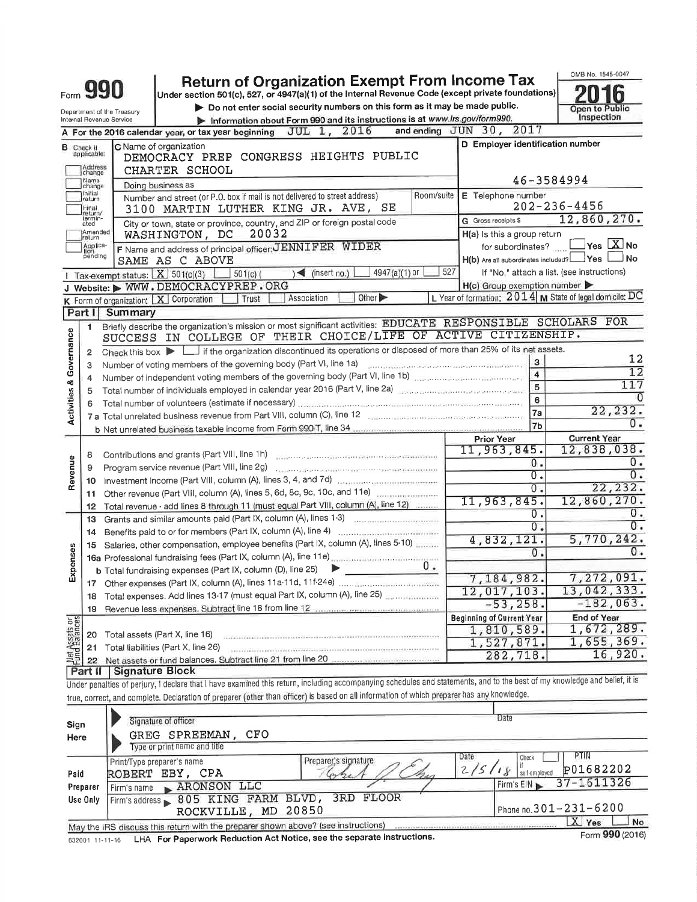Form **990**

# Return of Organization Exempt From Income Tax

Under section 501(c), 527, or 4947(a)(1) of the Internal Revenue Code (except private foundations)

▶ Do not enter social security numbers on this form as it may be made public.

▶ Information about Form 990 and its instructions is at www.irs.gov/form990.

OMB No. 1545-0047

**2016**

Open to Public Inspection

Department of the Treasury
Internal Revenue Service

**A** For the 2016 calendar year, or tax year beginning JUL 1, 2016 and ending JUN 30, 2017

**B** Check if applicable: Address change / Name change / Initial return / Final return/terminated / Amended return / Application pending

**C** Name of organization: DEMOCRACY PREP CONGRESS HEIGHTS PUBLIC CHARTER SCHOOL

Doing business as

Number and street (or P.O. box if mail is not delivered to street address) / Room/suite: 3100 MARTIN LUTHER KING JR. AVE, SE

City or town, state or province, country, and ZIP or foreign postal code: WASHINGTON, DC 20032

**D** Employer identification number: 46-3584994

**E** Telephone number: 202-236-4456

**G** Gross receipts $ 12,860,270.

**F** Name and address of principal officer: JENNIFER WIDER, SAME AS C ABOVE

**H(a)** Is this a group return for subordinates? ☐ Yes ☒ No

**H(b)** Are all subordinates included? ☐ Yes ☐ No — If "No," attach a list. (see instructions)

**H(c)** Group exemption number ▶

**I** Tax-exempt status: ☒ 501(c)(3) ☐ 501(c) ( ) ◀ (insert no.) ☐ 4947(a)(1) or ☐ 527

**J** Website: ▶ WWW.DEMOCRACYPREP.ORG

**K** Form of organization: ☒ Corporation ☐ Trust ☐ Association ☐ Other ▶

**L** Year of formation: 2014 **M** State of legal domicile: DC

## Part I Summary

**Activities & Governance**

1 Briefly describe the organization's mission or most significant activities: EDUCATE RESPONSIBLE SCHOLARS FOR SUCCESS IN COLLEGE OF THEIR CHOICE/LIFE OF ACTIVE CITIZENSHIP.

2 Check this box ▶ ☐ if the organization discontinued its operations or disposed of more than 25% of its net assets.

| | | | |
|---|---|---|---|
| 3 | Number of voting members of the governing body (Part VI, line 1a) | 3 | 12 |
| 4 | Number of independent voting members of the governing body (Part VI, line 1b) | 4 | 12 |
| 5 | Total number of individuals employed in calendar year 2016 (Part V, line 2a) | 5 | 117 |
| 6 | Total number of volunteers (estimate if necessary) | 6 | 0 |
| 7a | Total unrelated business revenue from Part VIII, column (C), line 12 | 7a | 22,232. |
| b | Net unrelated business taxable income from Form 990-T, line 34 | 7b | 0. |

| | | Prior Year | Current Year |
|---|---|---|---|
| **Revenue** | | | |
| 8 | Contributions and grants (Part VIII, line 1h) | 11,963,845. | 12,838,038. |
| 9 | Program service revenue (Part VIII, line 2g) | 0. | 0. |
| 10 | Investment income (Part VIII, column (A), lines 3, 4, and 7d) | 0. | 0. |
| 11 | Other revenue (Part VIII, column (A), lines 5, 6d, 8c, 9c, 10c, and 11e) | 0. | 22,232. |
| 12 | Total revenue - add lines 8 through 11 (must equal Part VIII, column (A), line 12) | 11,963,845. | 12,860,270. |
| **Expenses** | | | |
| 13 | Grants and similar amounts paid (Part IX, column (A), lines 1-3) | 0. | 0. |
| 14 | Benefits paid to or for members (Part IX, column (A), line 4) | 0. | 0. |
| 15 | Salaries, other compensation, employee benefits (Part IX, column (A), lines 5-10) | 4,832,121. | 5,770,242. |
| 16a | Professional fundraising fees (Part IX, column (A), line 11e) | 0. | 0. |
| b | Total fundraising expenses (Part IX, column (D), line 25) ▶ 0. | | |
| 17 | Other expenses (Part IX, column (A), lines 11a-11d, 11f-24e) | 7,184,982. | 7,272,091. |
| 18 | Total expenses. Add lines 13-17 (must equal Part IX, column (A), line 25) | 12,017,103. | 13,042,333. |
| 19 | Revenue less expenses. Subtract line 18 from line 12 | -53,258. | -182,063. |

| **Net Assets or Fund Balances** | | Beginning of Current Year | End of Year |
|---|---|---|---|
| 20 | Total assets (Part X, line 16) | 1,810,589. | 1,672,289. |
| 21 | Total liabilities (Part X, line 26) | 1,527,871. | 1,655,369. |
| 22 | Net assets or fund balances. Subtract line 21 from line 20 | 282,718. | 16,920. |

## Part II Signature Block

Under penalties of perjury, I declare that I have examined this return, including accompanying schedules and statements, and to the best of my knowledge and belief, it is true, correct, and complete. Declaration of preparer (other than officer) is based on all information of which preparer has any knowledge.

**Sign Here**

Signature of officer / Date

GREG SPREEMAN, CFO
Type or print name and title

**Paid Preparer Use Only**

| Print/Type preparer's name | Preparer's signature | Date | Check ☐ if self-employed | PTIN |
|---|---|---|---|---|
| ROBERT EBY, CPA | | 2/5/18 | | P01682202 |

Firm's name ▶ ARONSON LLC — Firm's EIN ▶ 37-1611326

Firm's address ▶ 805 KING FARM BLVD, 3RD FLOOR, ROCKVILLE, MD 20850 — Phone no. 301-231-6200

May the IRS discuss this return with the preparer shown above? (see instructions) ☒ Yes ☐ No

632001 11-11-16 LHA For Paperwork Reduction Act Notice, see the separate instructions. Form **990** (2016)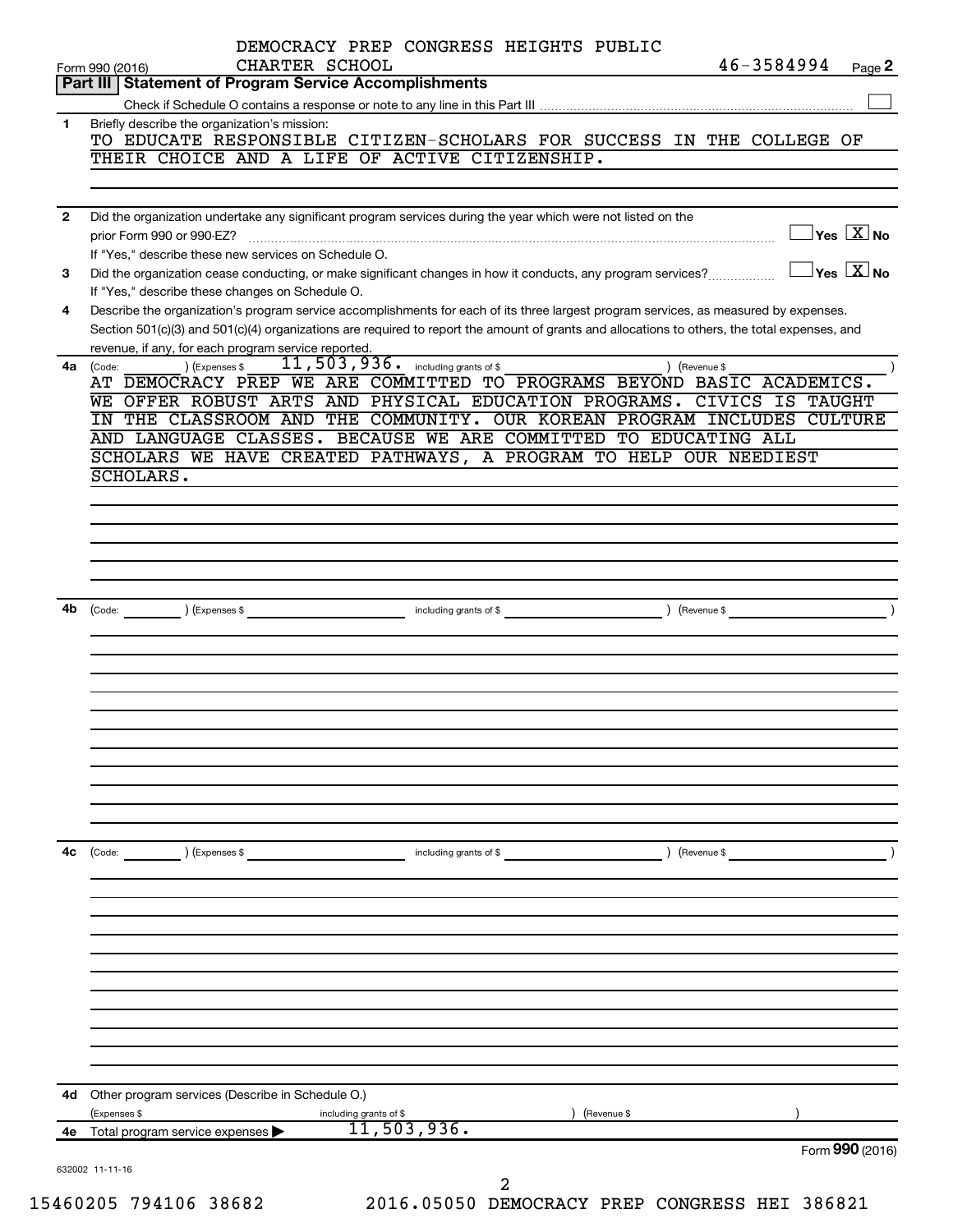DEMOCRACY PREP CONGRESS HEIGHTS PUBLIC CHARTER SCHOOL 46-3584994

Form 990 (2016) Page 2

## Part III Statement of Program Service Accomplishments

Check if Schedule O contains a response or note to any line in this Part III ☐

**1** Briefly describe the organization's mission:

TO EDUCATE RESPONSIBLE CITIZEN-SCHOLARS FOR SUCCESS IN THE COLLEGE OF THEIR CHOICE AND A LIFE OF ACTIVE CITIZENSHIP.

**2** Did the organization undertake any significant program services during the year which were not listed on the prior Form 990 or 990-EZ? ☐ Yes ☒ No

If "Yes," describe these new services on Schedule O.

**3** Did the organization cease conducting, or make significant changes in how it conducts, any program services? ☐ Yes ☒ No

If "Yes," describe these changes on Schedule O.

**4** Describe the organization's program service accomplishments for each of its three largest program services, as measured by expenses. Section 501(c)(3) and 501(c)(4) organizations are required to report the amount of grants and allocations to others, the total expenses, and revenue, if any, for each program service reported.

**4a** (Code: ) (Expenses $ 11,503,936. including grants of $ ) (Revenue $ )

AT DEMOCRACY PREP WE ARE COMMITTED TO PROGRAMS BEYOND BASIC ACADEMICS. WE OFFER ROBUST ARTS AND PHYSICAL EDUCATION PROGRAMS. CIVICS IS TAUGHT IN THE CLASSROOM AND THE COMMUNITY. OUR KOREAN PROGRAM INCLUDES CULTURE AND LANGUAGE CLASSES. BECAUSE WE ARE COMMITTED TO EDUCATING ALL SCHOLARS WE HAVE CREATED PATHWAYS, A PROGRAM TO HELP OUR NEEDIEST SCHOLARS.

**4b** (Code: ) (Expenses $ including grants of $ ) (Revenue $ )

**4c** (Code: ) (Expenses $ including grants of $ ) (Revenue $ )

**4d** Other program services (Describe in Schedule O.)

(Expenses $ including grants of $ ) (Revenue $ )

**4e** Total program service expenses ▶ 11,503,936.

Form 990 (2016)

632002 11-11-16

15460205 794106 38682 2016.05050 DEMOCRACY PREP CONGRESS HEI 386821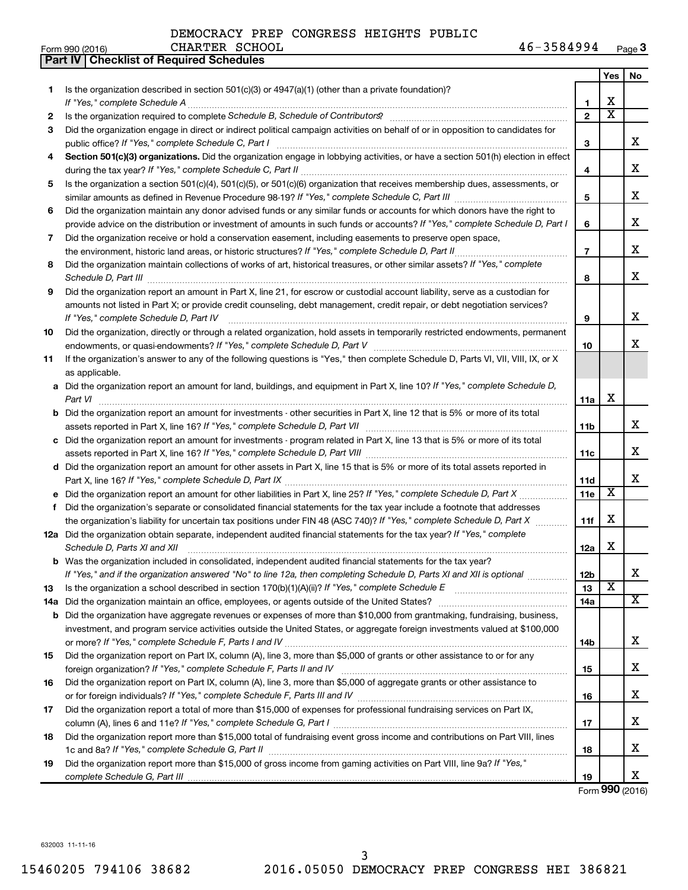DEMOCRACY PREP CONGRESS HEIGHTS PUBLIC CHARTER SCHOOL 46-3584994

Form 990 (2016) Page 3

**Part IV | Checklist of Required Schedules**

| | | | Yes | No |
|---|---|---|---|---|
| 1 | Is the organization described in section 501(c)(3) or 4947(a)(1) (other than a private foundation)? *If "Yes," complete Schedule A* | 1 | X | |
| 2 | Is the organization required to complete *Schedule B, Schedule of Contributors*? | 2 | X | |
| 3 | Did the organization engage in direct or indirect political campaign activities on behalf of or in opposition to candidates for public office? *If "Yes," complete Schedule C, Part I* | 3 | | X |
| 4 | **Section 501(c)(3) organizations.** Did the organization engage in lobbying activities, or have a section 501(h) election in effect during the tax year? *If "Yes," complete Schedule C, Part II* | 4 | | X |
| 5 | Is the organization a section 501(c)(4), 501(c)(5), or 501(c)(6) organization that receives membership dues, assessments, or similar amounts as defined in Revenue Procedure 98-19? *If "Yes," complete Schedule C, Part III* | 5 | | X |
| 6 | Did the organization maintain any donor advised funds or any similar funds or accounts for which donors have the right to provide advice on the distribution or investment of amounts in such funds or accounts? *If "Yes," complete Schedule D, Part I* | 6 | | X |
| 7 | Did the organization receive or hold a conservation easement, including easements to preserve open space, the environment, historic land areas, or historic structures? *If "Yes," complete Schedule D, Part II* | 7 | | X |
| 8 | Did the organization maintain collections of works of art, historical treasures, or other similar assets? *If "Yes," complete Schedule D, Part III* | 8 | | X |
| 9 | Did the organization report an amount in Part X, line 21, for escrow or custodial account liability, serve as a custodian for amounts not listed in Part X; or provide credit counseling, debt management, credit repair, or debt negotiation services? *If "Yes," complete Schedule D, Part IV* | 9 | | X |
| 10 | Did the organization, directly or through a related organization, hold assets in temporarily restricted endowments, permanent endowments, or quasi-endowments? *If "Yes," complete Schedule D, Part V* | 10 | | X |
| 11 | If the organization's answer to any of the following questions is "Yes," then complete Schedule D, Parts VI, VII, VIII, IX, or X as applicable. | | | |
| a | Did the organization report an amount for land, buildings, and equipment in Part X, line 10? *If "Yes," complete Schedule D, Part VI* | 11a | X | |
| b | Did the organization report an amount for investments - other securities in Part X, line 12 that is 5% or more of its total assets reported in Part X, line 16? *If "Yes," complete Schedule D, Part VII* | 11b | | X |
| c | Did the organization report an amount for investments - program related in Part X, line 13 that is 5% or more of its total assets reported in Part X, line 16? *If "Yes," complete Schedule D, Part VIII* | 11c | | X |
| d | Did the organization report an amount for other assets in Part X, line 15 that is 5% or more of its total assets reported in Part X, line 16? *If "Yes," complete Schedule D, Part IX* | 11d | | X |
| e | Did the organization report an amount for other liabilities in Part X, line 25? *If "Yes," complete Schedule D, Part X* | 11e | X | |
| f | Did the organization's separate or consolidated financial statements for the tax year include a footnote that addresses the organization's liability for uncertain tax positions under FIN 48 (ASC 740)? *If "Yes," complete Schedule D, Part X* | 11f | X | |
| 12a | Did the organization obtain separate, independent audited financial statements for the tax year? *If "Yes," complete Schedule D, Parts XI and XII* | 12a | X | |
| b | Was the organization included in consolidated, independent audited financial statements for the tax year? *If "Yes," and if the organization answered "No" to line 12a, then completing Schedule D, Parts XI and XII is optional* | 12b | | X |
| 13 | Is the organization a school described in section 170(b)(1)(A)(ii)? *If "Yes," complete Schedule E* | 13 | X | |
| 14a | Did the organization maintain an office, employees, or agents outside of the United States? | 14a | | X |
| b | Did the organization have aggregate revenues or expenses of more than $10,000 from grantmaking, fundraising, business, investment, and program service activities outside the United States, or aggregate foreign investments valued at $100,000 or more? *If "Yes," complete Schedule F, Parts I and IV* | 14b | | X |
| 15 | Did the organization report on Part IX, column (A), line 3, more than $5,000 of grants or other assistance to or for any foreign organization? *If "Yes," complete Schedule F, Parts II and IV* | 15 | | X |
| 16 | Did the organization report on Part IX, column (A), line 3, more than $5,000 of aggregate grants or other assistance to or for foreign individuals? *If "Yes," complete Schedule F, Parts III and IV* | 16 | | X |
| 17 | Did the organization report a total of more than $15,000 of expenses for professional fundraising services on Part IX, column (A), lines 6 and 11e? *If "Yes," complete Schedule G, Part I* | 17 | | X |
| 18 | Did the organization report more than $15,000 total of fundraising event gross income and contributions on Part VIII, lines 1c and 8a? *If "Yes," complete Schedule G, Part II* | 18 | | X |
| 19 | Did the organization report more than $15,000 of gross income from gaming activities on Part VIII, line 9a? *If "Yes," complete Schedule G, Part III* | 19 | | X |

Form **990** (2016)

632003 11-11-16

15460205 794106 38682 2016.05050 DEMOCRACY PREP CONGRESS HEI 386821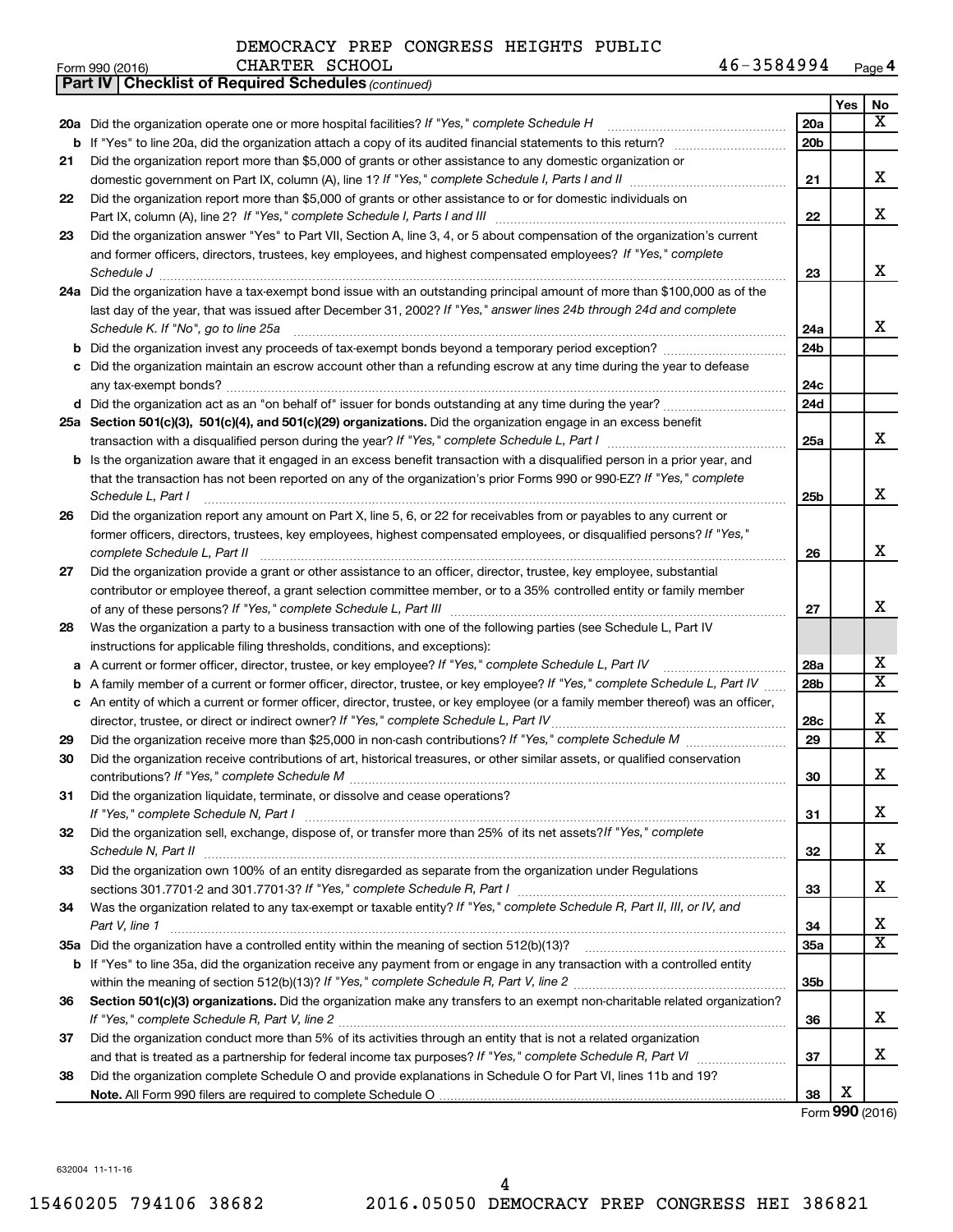DEMOCRACY PREP CONGRESS HEIGHTS PUBLIC CHARTER SCHOOL 46-3584994

Form 990 (2016) Page 4

**Part IV | Checklist of Required Schedules** *(continued)*

| | | | Yes | No |
|---|---|---|---|---|
| 20a | Did the organization operate one or more hospital facilities? *If "Yes," complete Schedule H* | 20a | | X |
| b | If "Yes" to line 20a, did the organization attach a copy of its audited financial statements to this return? | 20b | | |
| 21 | Did the organization report more than $5,000 of grants or other assistance to any domestic organization or domestic government on Part IX, column (A), line 1? *If "Yes," complete Schedule I, Parts I and II* | 21 | | X |
| 22 | Did the organization report more than $5,000 of grants or other assistance to or for domestic individuals on Part IX, column (A), line 2? *If "Yes," complete Schedule I, Parts I and III* | 22 | | X |
| 23 | Did the organization answer "Yes" to Part VII, Section A, line 3, 4, or 5 about compensation of the organization's current and former officers, directors, trustees, key employees, and highest compensated employees? *If "Yes," complete Schedule J* | 23 | | X |
| 24a | Did the organization have a tax-exempt bond issue with an outstanding principal amount of more than $100,000 as of the last day of the year, that was issued after December 31, 2002? *If "Yes," answer lines 24b through 24d and complete Schedule K. If "No", go to line 25a* | 24a | | X |
| b | Did the organization invest any proceeds of tax-exempt bonds beyond a temporary period exception? | 24b | | |
| c | Did the organization maintain an escrow account other than a refunding escrow at any time during the year to defease any tax-exempt bonds? | 24c | | |
| d | Did the organization act as an "on behalf of" issuer for bonds outstanding at any time during the year? | 24d | | |
| 25a | **Section 501(c)(3), 501(c)(4), and 501(c)(29) organizations.** Did the organization engage in an excess benefit transaction with a disqualified person during the year? *If "Yes," complete Schedule L, Part I* | 25a | | X |
| b | Is the organization aware that it engaged in an excess benefit transaction with a disqualified person in a prior year, and that the transaction has not been reported on any of the organization's prior Forms 990 or 990-EZ? *If "Yes," complete Schedule L, Part I* | 25b | | X |
| 26 | Did the organization report any amount on Part X, line 5, 6, or 22 for receivables from or payables to any current or former officers, directors, trustees, key employees, highest compensated employees, or disqualified persons? *If "Yes," complete Schedule L, Part II* | 26 | | X |
| 27 | Did the organization provide a grant or other assistance to an officer, director, trustee, key employee, substantial contributor or employee thereof, a grant selection committee member, or to a 35% controlled entity or family member of any of these persons? *If "Yes," complete Schedule L, Part III* | 27 | | X |
| 28 | Was the organization a party to a business transaction with one of the following parties (see Schedule L, Part IV instructions for applicable filing thresholds, conditions, and exceptions): | | | |
| a | A current or former officer, director, trustee, or key employee? *If "Yes," complete Schedule L, Part IV* | 28a | | X |
| b | A family member of a current or former officer, director, trustee, or key employee? *If "Yes," complete Schedule L, Part IV* | 28b | | X |
| c | An entity of which a current or former officer, director, trustee, or key employee (or a family member thereof) was an officer, director, trustee, or direct or indirect owner? *If "Yes," complete Schedule L, Part IV* | 28c | | X |
| 29 | Did the organization receive more than $25,000 in non-cash contributions? *If "Yes," complete Schedule M* | 29 | | X |
| 30 | Did the organization receive contributions of art, historical treasures, or other similar assets, or qualified conservation contributions? *If "Yes," complete Schedule M* | 30 | | X |
| 31 | Did the organization liquidate, terminate, or dissolve and cease operations? *If "Yes," complete Schedule N, Part I* | 31 | | X |
| 32 | Did the organization sell, exchange, dispose of, or transfer more than 25% of its net assets? *If "Yes," complete Schedule N, Part II* | 32 | | X |
| 33 | Did the organization own 100% of an entity disregarded as separate from the organization under Regulations sections 301.7701-2 and 301.7701-3? *If "Yes," complete Schedule R, Part I* | 33 | | X |
| 34 | Was the organization related to any tax-exempt or taxable entity? *If "Yes," complete Schedule R, Part II, III, or IV, and Part V, line 1* | 34 | | X |
| 35a | Did the organization have a controlled entity within the meaning of section 512(b)(13)? | 35a | | X |
| b | If "Yes" to line 35a, did the organization receive any payment from or engage in any transaction with a controlled entity within the meaning of section 512(b)(13)? *If "Yes," complete Schedule R, Part V, line 2* | 35b | | |
| 36 | **Section 501(c)(3) organizations.** Did the organization make any transfers to an exempt non-charitable related organization? *If "Yes," complete Schedule R, Part V, line 2* | 36 | | X |
| 37 | Did the organization conduct more than 5% of its activities through an entity that is not a related organization and that is treated as a partnership for federal income tax purposes? *If "Yes," complete Schedule R, Part VI* | 37 | | X |
| 38 | Did the organization complete Schedule O and provide explanations in Schedule O for Part VI, lines 11b and 19? **Note.** All Form 990 filers are required to complete Schedule O | 38 | X | |

Form **990** (2016)

632004 11-11-16

15460205 794106 38682 2016.05050 DEMOCRACY PREP CONGRESS HEI 386821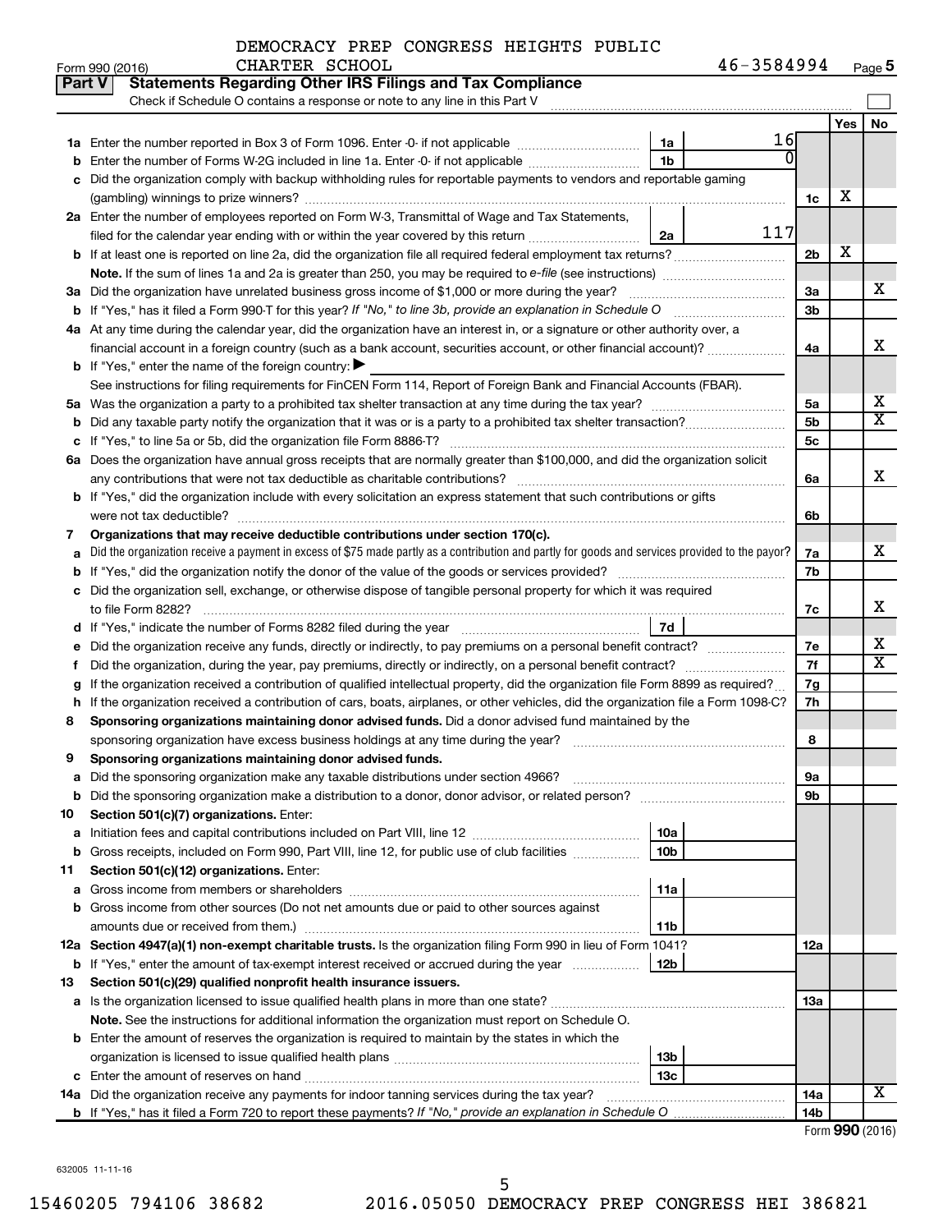DEMOCRACY PREP CONGRESS HEIGHTS PUBLIC CHARTER SCHOOL 46-3584994

Form 990 (2016) Page 5

## Part V Statements Regarding Other IRS Filings and Tax Compliance

Check if Schedule O contains a response or note to any line in this Part V

| | | | | | Yes | No |
|---|---|---|---|---|---|---|
| 1a | Enter the number reported in Box 3 of Form 1096. Enter -0- if not applicable | 1a | 16 | | | |
| b | Enter the number of Forms W-2G included in line 1a. Enter -0- if not applicable | 1b | 0 | | | |
| c | Did the organization comply with backup withholding rules for reportable payments to vendors and reportable gaming (gambling) winnings to prize winners? | | | 1c | X | |
| 2a | Enter the number of employees reported on Form W-3, Transmittal of Wage and Tax Statements, filed for the calendar year ending with or within the year covered by this return | 2a | 117 | | | |
| b | If at least one is reported on line 2a, did the organization file all required federal employment tax returns? | | | 2b | X | |
| | Note. If the sum of lines 1a and 2a is greater than 250, you may be required to e-file (see instructions) | | | | | |
| 3a | Did the organization have unrelated business gross income of $1,000 or more during the year? | | | 3a | | X |
| b | If "Yes," has it filed a Form 990-T for this year? If "No," to line 3b, provide an explanation in Schedule O | | | 3b | | |
| 4a | At any time during the calendar year, did the organization have an interest in, or a signature or other authority over, a financial account in a foreign country (such as a bank account, securities account, or other financial account)? | | | 4a | | X |
| b | If "Yes," enter the name of the foreign country: ▶ | | | | | |
| | See instructions for filing requirements for FinCEN Form 114, Report of Foreign Bank and Financial Accounts (FBAR). | | | | | |
| 5a | Was the organization a party to a prohibited tax shelter transaction at any time during the tax year? | | | 5a | | X |
| b | Did any taxable party notify the organization that it was or is a party to a prohibited tax shelter transaction? | | | 5b | | X |
| c | If "Yes," to line 5a or 5b, did the organization file Form 8886-T? | | | 5c | | |
| 6a | Does the organization have annual gross receipts that are normally greater than $100,000, and did the organization solicit any contributions that were not tax deductible as charitable contributions? | | | 6a | | X |
| b | If "Yes," did the organization include with every solicitation an express statement that such contributions or gifts were not tax deductible? | | | 6b | | |
| 7 | **Organizations that may receive deductible contributions under section 170(c).** | | | | | |
| a | Did the organization receive a payment in excess of $75 made partly as a contribution and partly for goods and services provided to the payor? | | | 7a | | X |
| b | If "Yes," did the organization notify the donor of the value of the goods or services provided? | | | 7b | | |
| c | Did the organization sell, exchange, or otherwise dispose of tangible personal property for which it was required to file Form 8282? | | | 7c | | X |
| d | If "Yes," indicate the number of Forms 8282 filed during the year | 7d | | | | |
| e | Did the organization receive any funds, directly or indirectly, to pay premiums on a personal benefit contract? | | | 7e | | X |
| f | Did the organization, during the year, pay premiums, directly or indirectly, on a personal benefit contract? | | | 7f | | X |
| g | If the organization received a contribution of qualified intellectual property, did the organization file Form 8899 as required? | | | 7g | | |
| h | If the organization received a contribution of cars, boats, airplanes, or other vehicles, did the organization file a Form 1098-C? | | | 7h | | |
| 8 | **Sponsoring organizations maintaining donor advised funds.** Did a donor advised fund maintained by the sponsoring organization have excess business holdings at any time during the year? | | | 8 | | |
| 9 | **Sponsoring organizations maintaining donor advised funds.** | | | | | |
| a | Did the sponsoring organization make any taxable distributions under section 4966? | | | 9a | | |
| b | Did the sponsoring organization make a distribution to a donor, donor advisor, or related person? | | | 9b | | |
| 10 | **Section 501(c)(7) organizations.** Enter: | | | | | |
| a | Initiation fees and capital contributions included on Part VIII, line 12 | 10a | | | | |
| b | Gross receipts, included on Form 990, Part VIII, line 12, for public use of club facilities | 10b | | | | |
| 11 | **Section 501(c)(12) organizations.** Enter: | | | | | |
| a | Gross income from members or shareholders | 11a | | | | |
| b | Gross income from other sources (Do not net amounts due or paid to other sources against amounts due or received from them.) | 11b | | | | |
| 12a | **Section 4947(a)(1) non-exempt charitable trusts.** Is the organization filing Form 990 in lieu of Form 1041? | | | 12a | | |
| b | If "Yes," enter the amount of tax-exempt interest received or accrued during the year | 12b | | | | |
| 13 | **Section 501(c)(29) qualified nonprofit health insurance issuers.** | | | | | |
| a | Is the organization licensed to issue qualified health plans in more than one state? | | | 13a | | |
| | **Note.** See the instructions for additional information the organization must report on Schedule O. | | | | | |
| b | Enter the amount of reserves the organization is required to maintain by the states in which the organization is licensed to issue qualified health plans | 13b | | | | |
| c | Enter the amount of reserves on hand | 13c | | | | |
| 14a | Did the organization receive any payments for indoor tanning services during the tax year? | | | 14a | | X |
| b | If "Yes," has it filed a Form 720 to report these payments? If "No," provide an explanation in Schedule O | | | 14b | | |

Form **990** (2016)

632005 11-11-16

15460205 794106 38682 2016.05050 DEMOCRACY PREP CONGRESS HEI 386821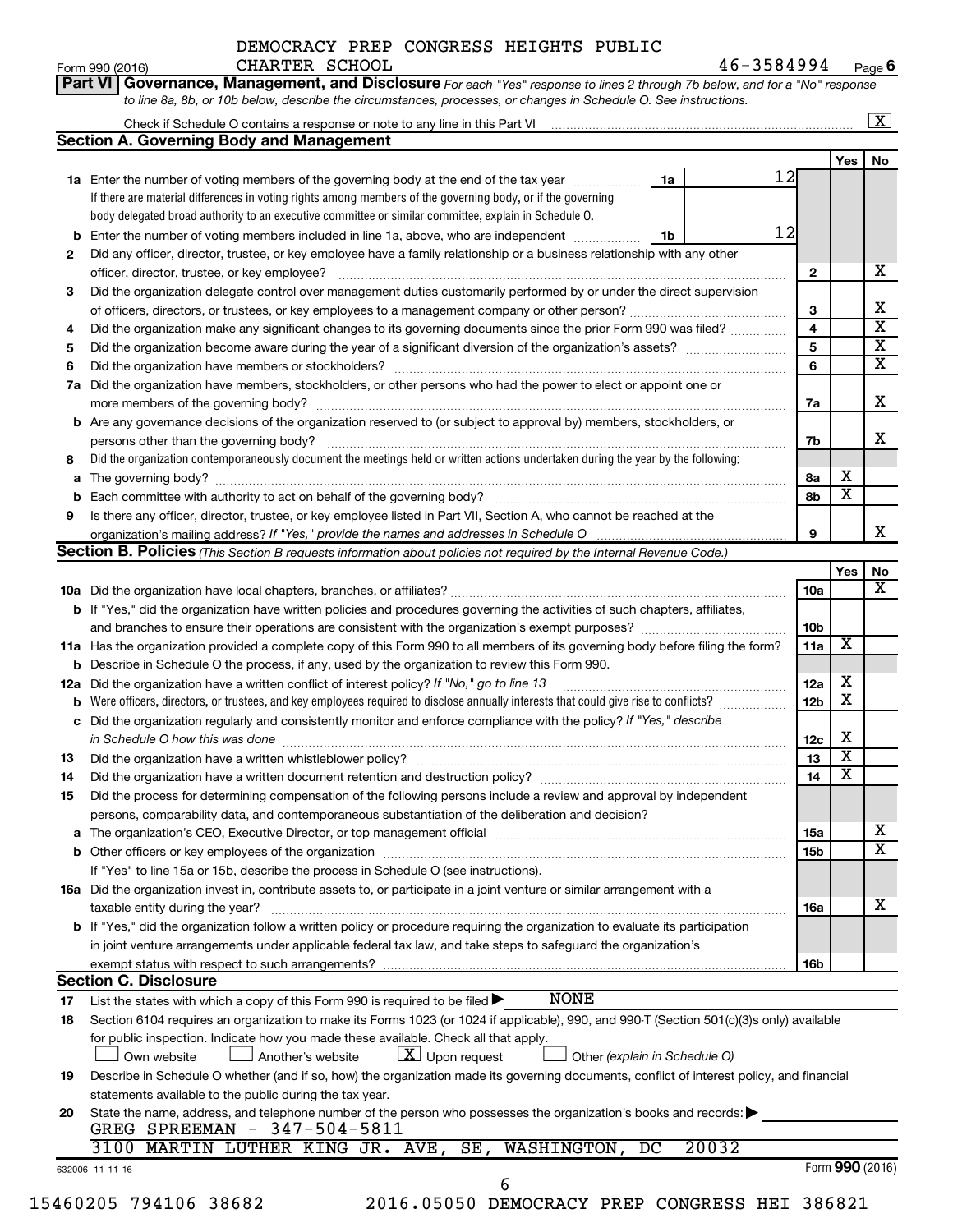DEMOCRACY PREP CONGRESS HEIGHTS PUBLIC CHARTER SCHOOL 46-3584994

Form 990 (2016) Page 6

**Part VI Governance, Management, and Disclosure** *For each "Yes" response to lines 2 through 7b below, and for a "No" response to line 8a, 8b, or 10b below, describe the circumstances, processes, or changes in Schedule O. See instructions.*

Check if Schedule O contains a response or note to any line in this Part VI [X]

## Section A. Governing Body and Management

| | | | | Yes | No |
|---|---|---|---|---|---|
| 1a | Enter the number of voting members of the governing body at the end of the tax year. If there are material differences in voting rights among members of the governing body, or if the governing body delegated broad authority to an executive committee or similar committee, explain in Schedule O. | 1a: 12 | | | |
| b | Enter the number of voting members included in line 1a, above, who are independent | 1b: 12 | | | |
| 2 | Did any officer, director, trustee, or key employee have a family relationship or a business relationship with any other officer, director, trustee, or key employee? | | 2 | | X |
| 3 | Did the organization delegate control over management duties customarily performed by or under the direct supervision of officers, directors, or trustees, or key employees to a management company or other person? | | 3 | | X |
| 4 | Did the organization make any significant changes to its governing documents since the prior Form 990 was filed? | | 4 | | X |
| 5 | Did the organization become aware during the year of a significant diversion of the organization's assets? | | 5 | | X |
| 6 | Did the organization have members or stockholders? | | 6 | | X |
| 7a | Did the organization have members, stockholders, or other persons who had the power to elect or appoint one or more members of the governing body? | | 7a | | X |
| b | Are any governance decisions of the organization reserved to (or subject to approval by) members, stockholders, or persons other than the governing body? | | 7b | | X |
| 8 | Did the organization contemporaneously document the meetings held or written actions undertaken during the year by the following: | | | | |
| a | The governing body? | | 8a | X | |
| b | Each committee with authority to act on behalf of the governing body? | | 8b | X | |
| 9 | Is there any officer, director, trustee, or key employee listed in Part VII, Section A, who cannot be reached at the organization's mailing address? *If "Yes," provide the names and addresses in Schedule O* | | 9 | | X |

## Section B. Policies *(This Section B requests information about policies not required by the Internal Revenue Code.)*

| | | | Yes | No |
|---|---|---|---|---|
| 10a | Did the organization have local chapters, branches, or affiliates? | 10a | | X |
| b | If "Yes," did the organization have written policies and procedures governing the activities of such chapters, affiliates, and branches to ensure their operations are consistent with the organization's exempt purposes? | 10b | | |
| 11a | Has the organization provided a complete copy of this Form 990 to all members of its governing body before filing the form? | 11a | X | |
| b | Describe in Schedule O the process, if any, used by the organization to review this Form 990. | | | |
| 12a | Did the organization have a written conflict of interest policy? *If "No," go to line 13* | 12a | X | |
| b | Were officers, directors, or trustees, and key employees required to disclose annually interests that could give rise to conflicts? | 12b | X | |
| c | Did the organization regularly and consistently monitor and enforce compliance with the policy? *If "Yes," describe in Schedule O how this was done* | 12c | X | |
| 13 | Did the organization have a written whistleblower policy? | 13 | X | |
| 14 | Did the organization have a written document retention and destruction policy? | 14 | X | |
| 15 | Did the process for determining compensation of the following persons include a review and approval by independent persons, comparability data, and contemporaneous substantiation of the deliberation and decision? | | | |
| a | The organization's CEO, Executive Director, or top management official | 15a | | X |
| b | Other officers or key employees of the organization | 15b | | X |
| | If "Yes" to line 15a or 15b, describe the process in Schedule O (see instructions). | | | |
| 16a | Did the organization invest in, contribute assets to, or participate in a joint venture or similar arrangement with a taxable entity during the year? | 16a | | X |
| b | If "Yes," did the organization follow a written policy or procedure requiring the organization to evaluate its participation in joint venture arrangements under applicable federal tax law, and take steps to safeguard the organization's exempt status with respect to such arrangements? | 16b | | |

## Section C. Disclosure

17 List the states with which a copy of this Form 990 is required to be filed ▶ NONE

18 Section 6104 requires an organization to make its Forms 1023 (or 1024 if applicable), 990, and 990-T (Section 501(c)(3)s only) available for public inspection. Indicate how you made these available. Check all that apply.

[ ] Own website [ ] Another's website [X] Upon request [ ] Other *(explain in Schedule O)*

19 Describe in Schedule O whether (and if so, how) the organization made its governing documents, conflict of interest policy, and financial statements available to the public during the tax year.

20 State the name, address, and telephone number of the person who possesses the organization's books and records: ▶

GREG SPREEMAN - 347-504-5811
3100 MARTIN LUTHER KING JR. AVE, SE, WASHINGTON, DC 20032

632006 11-11-16 Form 990 (2016)

15460205 794106 38682 2016.05050 DEMOCRACY PREP CONGRESS HEI 386821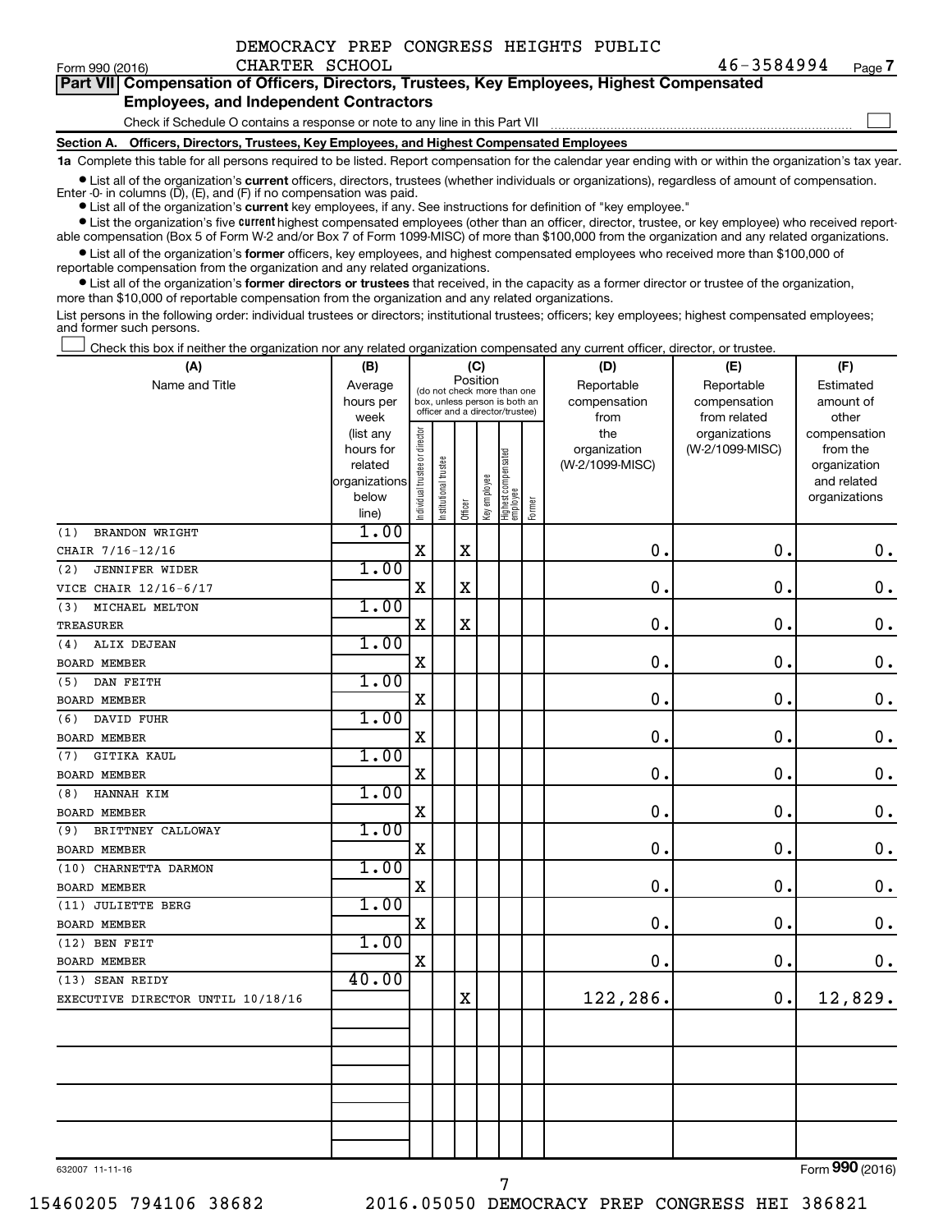DEMOCRACY PREP CONGRESS HEIGHTS PUBLIC CHARTER SCHOOL 46-3584994

Form 990 (2016) Page 7

**Part VII Compensation of Officers, Directors, Trustees, Key Employees, Highest Compensated Employees, and Independent Contractors**

Check if Schedule O contains a response or note to any line in this Part VII

**Section A. Officers, Directors, Trustees, Key Employees, and Highest Compensated Employees**

**1a** Complete this table for all persons required to be listed. Report compensation for the calendar year ending with or within the organization's tax year.

- List all of the organization's **current** officers, directors, trustees (whether individuals or organizations), regardless of amount of compensation. Enter -0- in columns (D), (E), and (F) if no compensation was paid.
- List all of the organization's **current** key employees, if any. See instructions for definition of "key employee."
- List the organization's five **current** highest compensated employees (other than an officer, director, trustee, or key employee) who received reportable compensation (Box 5 of Form W-2 and/or Box 7 of Form 1099-MISC) of more than $100,000 from the organization and any related organizations.
- List all of the organization's **former** officers, key employees, and highest compensated employees who received more than $100,000 of reportable compensation from the organization and any related organizations.
- List all of the organization's **former directors or trustees** that received, in the capacity as a former director or trustee of the organization, more than $10,000 of reportable compensation from the organization and any related organizations.

List persons in the following order: individual trustees or directors; institutional trustees; officers; key employees; highest compensated employees; and former such persons.

Check this box if neither the organization nor any related organization compensated any current officer, director, or trustee.

| (A) Name and Title | (B) Average hours per week (list any hours for related organizations below line) | (C) Position (do not check more than one box, unless person is both an officer and a director/trustee): Individual trustee or director | Institutional trustee | Officer | Key employee | Highest compensated employee | Former | (D) Reportable compensation from the organization (W-2/1099-MISC) | (E) Reportable compensation from related organizations (W-2/1099-MISC) | (F) Estimated amount of other compensation from the organization and related organizations |
|---|---|---|---|---|---|---|---|---|---|---|
| (1) BRANDON WRIGHT CHAIR 7/16-12/16 | 1.00 | X | | X | | | | 0. | 0. | 0. |
| (2) JENNIFER WIDER VICE CHAIR 12/16-6/17 | 1.00 | X | | X | | | | 0. | 0. | 0. |
| (3) MICHAEL MELTON TREASURER | 1.00 | X | | X | | | | 0. | 0. | 0. |
| (4) ALIX DEJEAN BOARD MEMBER | 1.00 | X | | | | | | 0. | 0. | 0. |
| (5) DAN FEITH BOARD MEMBER | 1.00 | X | | | | | | 0. | 0. | 0. |
| (6) DAVID FUHR BOARD MEMBER | 1.00 | X | | | | | | 0. | 0. | 0. |
| (7) GITIKA KAUL BOARD MEMBER | 1.00 | X | | | | | | 0. | 0. | 0. |
| (8) HANNAH KIM BOARD MEMBER | 1.00 | X | | | | | | 0. | 0. | 0. |
| (9) BRITTNEY CALLOWAY BOARD MEMBER | 1.00 | X | | | | | | 0. | 0. | 0. |
| (10) CHARNETTA DARMON BOARD MEMBER | 1.00 | X | | | | | | 0. | 0. | 0. |
| (11) JULIETTE BERG BOARD MEMBER | 1.00 | X | | | | | | 0. | 0. | 0. |
| (12) BEN FEIT BOARD MEMBER | 1.00 | X | | | | | | 0. | 0. | 0. |
| (13) SEAN REIDY EXECUTIVE DIRECTOR UNTIL 10/18/16 | 40.00 | | | X | | | | 122,286. | 0. | 12,829. |
| | | | | | | | | | | |
| | | | | | | | | | | |
| | | | | | | | | | | |
| | | | | | | | | | | |

632007 11-11-16

Form **990** (2016)

15460205 794106 38682 2016.05050 DEMOCRACY PREP CONGRESS HEI 386821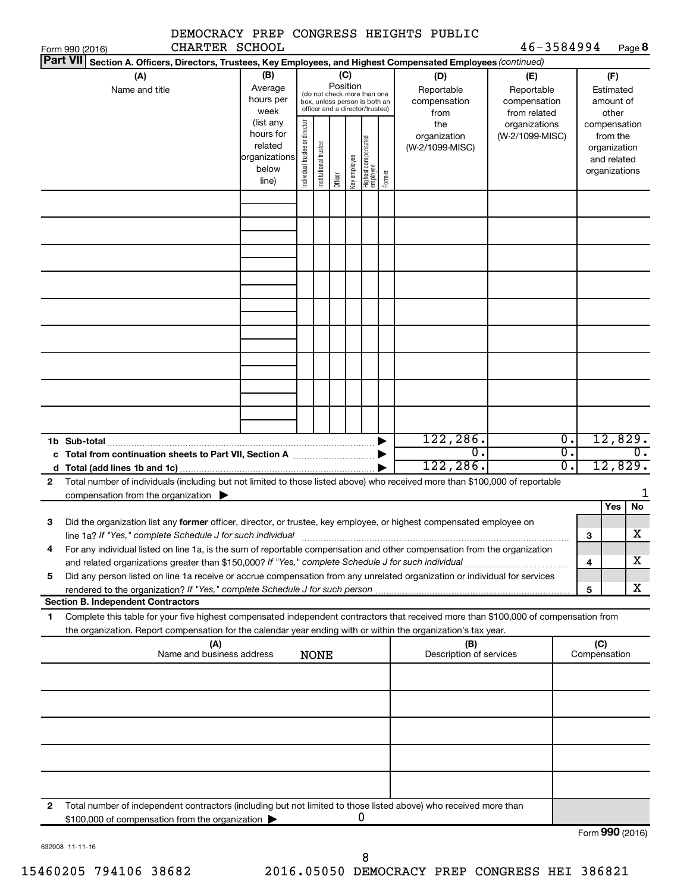DEMOCRACY PREP CONGRESS HEIGHTS PUBLIC CHARTER SCHOOL 46-3584994

Form 990 (2016) Page 8

**Part VII Section A. Officers, Directors, Trustees, Key Employees, and Highest Compensated Employees** *(continued)*

| (A) Name and title | (B) Average hours per week (list any hours for related organizations below line) | (C) Position: Individual trustee or director | Institutional trustee | Officer | Key employee | Highest compensated employee | Former | (D) Reportable compensation from the organization (W-2/1099-MISC) | (E) Reportable compensation from related organizations (W-2/1099-MISC) | (F) Estimated amount of other compensation from the organization and related organizations |
|---|---|---|---|---|---|---|---|---|---|---|
| | | | | | | | | | | |
| | | | | | | | | | | |
| | | | | | | | | | | |
| | | | | | | | | | | |
| | | | | | | | | | | |
| | | | | | | | | | | |
| | | | | | | | | | | |
| | | | | | | | | | | |
| | | | | | | | | | | |
| **1b Sub-total** | | | | | | | | 122,286. | 0. | 12,829. |
| **c Total from continuation sheets to Part VII, Section A** | | | | | | | | 0. | 0. | 0. |
| **d Total (add lines 1b and 1c)** | | | | | | | | 122,286. | 0. | 12,829. |

**2** Total number of individuals (including but not limited to those listed above) who received more than $100,000 of reportable compensation from the organization ▶ 1

| | | | Yes | No |
|---|---|---|---|---|
| **3** | Did the organization list any **former** officer, director, or trustee, key employee, or highest compensated employee on line 1a? *If "Yes," complete Schedule J for such individual* | **3** | | X |
| **4** | For any individual listed on line 1a, is the sum of reportable compensation and other compensation from the organization and related organizations greater than $150,000? *If "Yes," complete Schedule J for such individual* | **4** | | X |
| **5** | Did any person listed on line 1a receive or accrue compensation from any unrelated organization or individual for services rendered to the organization? *If "Yes," complete Schedule J for such person* | **5** | | X |

**Section B. Independent Contractors**

**1** Complete this table for your five highest compensated independent contractors that received more than $100,000 of compensation from the organization. Report compensation for the calendar year ending with or within the organization's tax year.

| (A) Name and business address | (B) Description of services | (C) Compensation |
|---|---|---|
| NONE | | |
| | | |
| | | |
| | | |
| | | |
| | | |

**2** Total number of independent contractors (including but not limited to those listed above) who received more than $100,000 of compensation from the organization ▶ 0

Form **990** (2016)

632008 11-11-16

15460205 794106 38682 2016.05050 DEMOCRACY PREP CONGRESS HEI 386821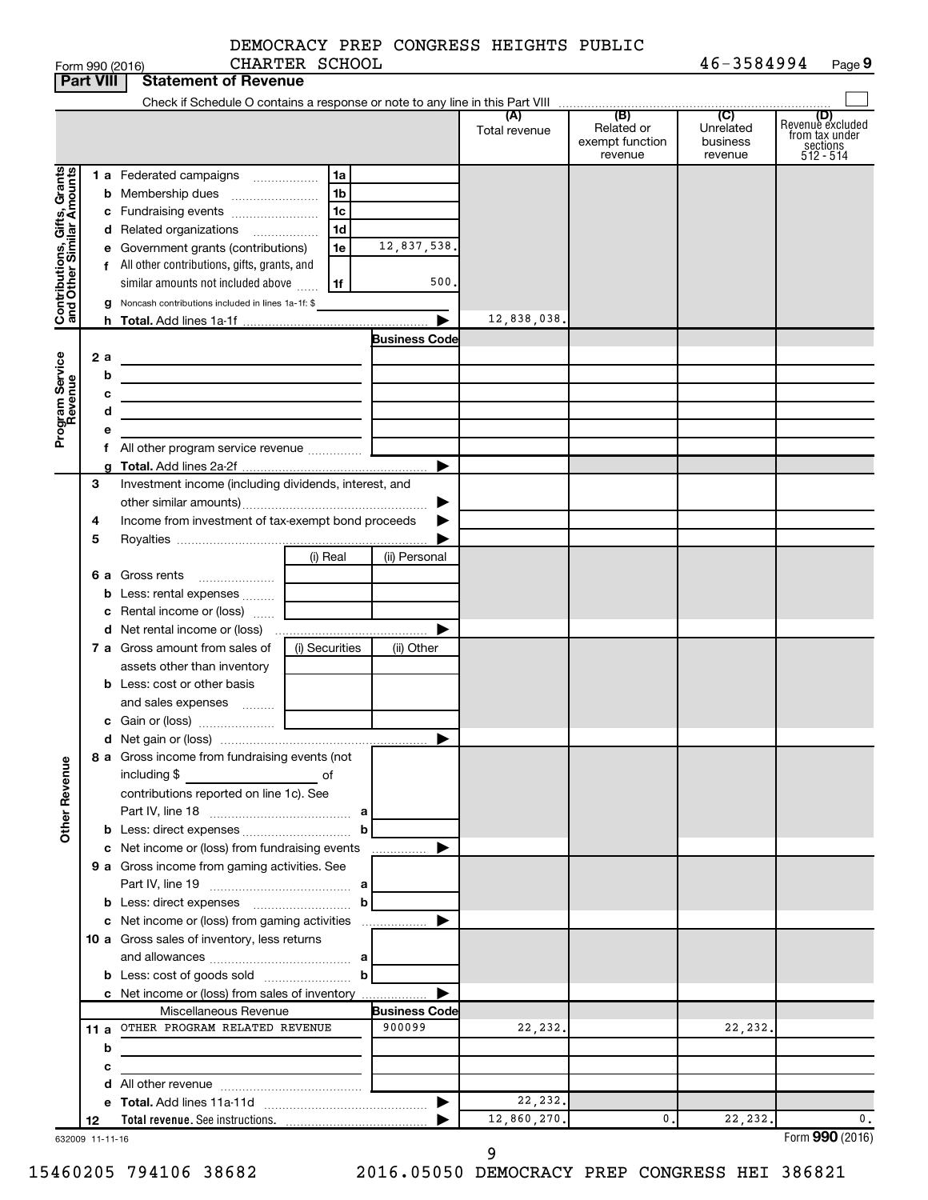DEMOCRACY PREP CONGRESS HEIGHTS PUBLIC CHARTER SCHOOL

Form 990 (2016) | 46-3584994

## Part VIII Statement of Revenue

Check if Schedule O contains a response or note to any line in this Part VIII

| | | | | (A) Total revenue | (B) Related or exempt function revenue | (C) Unrelated business revenue | (D) Revenue excluded from tax under sections 512 - 514 |
|---|---|---|---|---|---|---|---|
| **Contributions, Gifts, Grants and Other Similar Amounts** | 1 a Federated campaigns | 1a | | | | | |
| | b Membership dues | 1b | | | | | |
| | c Fundraising events | 1c | | | | | |
| | d Related organizations | 1d | | | | | |
| | e Government grants (contributions) | 1e | 12,837,538. | | | | |
| | f All other contributions, gifts, grants, and similar amounts not included above | 1f | 500. | | | | |
| | g Noncash contributions included in lines 1a-1f: $ | | | | | | |
| | h **Total.** Add lines 1a-1f | | | 12,838,038. | | | |
| **Program Service Revenue** | | | Business Code | | | | |
| | 2 a | | | | | | |
| | b | | | | | | |
| | c | | | | | | |
| | d | | | | | | |
| | e | | | | | | |
| | f All other program service revenue | | | | | | |
| | g **Total.** Add lines 2a-2f | | | | | | |
| | 3 Investment income (including dividends, interest, and other similar amounts) | | | | | | |
| | 4 Income from investment of tax-exempt bond proceeds | | | | | | |
| | 5 Royalties | | | | | | |
| | | (i) Real | (ii) Personal | | | | |
| | 6 a Gross rents | | | | | | |
| | b Less: rental expenses | | | | | | |
| | c Rental income or (loss) | | | | | | |
| | d Net rental income or (loss) | | | | | | |
| | 7 a Gross amount from sales of assets other than inventory | (i) Securities | (ii) Other | | | | |
| | b Less: cost or other basis and sales expenses | | | | | | |
| | c Gain or (loss) | | | | | | |
| | d Net gain or (loss) | | | | | | |
| **Other Revenue** | 8 a Gross income from fundraising events (not including $ of contributions reported on line 1c). See Part IV, line 18 | a | | | | | |
| | b Less: direct expenses | b | | | | | |
| | c Net income or (loss) from fundraising events | | | | | | |
| | 9 a Gross income from gaming activities. See Part IV, line 19 | a | | | | | |
| | b Less: direct expenses | b | | | | | |
| | c Net income or (loss) from gaming activities | | | | | | |
| | 10 a Gross sales of inventory, less returns and allowances | a | | | | | |
| | b Less: cost of goods sold | b | | | | | |
| | c Net income or (loss) from sales of inventory | | | | | | |
| | Miscellaneous Revenue | | Business Code | | | | |
| | 11 a OTHER PROGRAM RELATED REVENUE | | 900099 | 22,232. | | 22,232. | |
| | b | | | | | | |
| | c | | | | | | |
| | d All other revenue | | | | | | |
| | e **Total.** Add lines 11a-11d | | | 22,232. | | | |
| | 12 **Total revenue.** See instructions. | | | 12,860,270. | 0. | 22,232. | 0. |

632009 11-11-16

Form **990** (2016)

15460205 794106 38682 2016.05050 DEMOCRACY PREP CONGRESS HEI 386821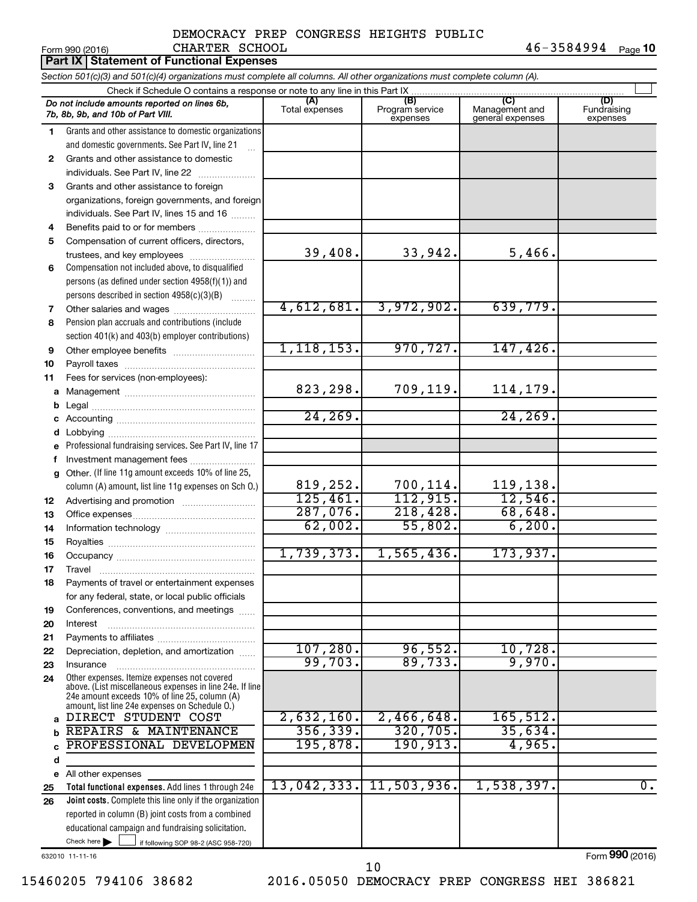DEMOCRACY PREP CONGRESS HEIGHTS PUBLIC CHARTER SCHOOL 46-3584994

Form 990 (2016) Page **10**

## Part IX Statement of Functional Expenses

*Section 501(c)(3) and 501(c)(4) organizations must complete all columns. All other organizations must complete column (A).*

Check if Schedule O contains a response or note to any line in this Part IX

| | *Do not include amounts reported on lines 6b, 7b, 8b, 9b, and 10b of Part VIII.* | (A) Total expenses | (B) Program service expenses | (C) Management and general expenses | (D) Fundraising expenses |
|---|---|---|---|---|---|
| 1 | Grants and other assistance to domestic organizations and domestic governments. See Part IV, line 21 | | | | |
| 2 | Grants and other assistance to domestic individuals. See Part IV, line 22 | | | | |
| 3 | Grants and other assistance to foreign organizations, foreign governments, and foreign individuals. See Part IV, lines 15 and 16 | | | | |
| 4 | Benefits paid to or for members | | | | |
| 5 | Compensation of current officers, directors, trustees, and key employees | 39,408. | 33,942. | 5,466. | |
| 6 | Compensation not included above, to disqualified persons (as defined under section 4958(f)(1)) and persons described in section 4958(c)(3)(B) | | | | |
| 7 | Other salaries and wages | 4,612,681. | 3,972,902. | 639,779. | |
| 8 | Pension plan accruals and contributions (include section 401(k) and 403(b) employer contributions) | | | | |
| 9 | Other employee benefits | 1,118,153. | 970,727. | 147,426. | |
| 10 | Payroll taxes | | | | |
| 11 | Fees for services (non-employees): | | | | |
| a | Management | 823,298. | 709,119. | 114,179. | |
| b | Legal | | | | |
| c | Accounting | 24,269. | | 24,269. | |
| d | Lobbying | | | | |
| e | Professional fundraising services. See Part IV, line 17 | | | | |
| f | Investment management fees | | | | |
| g | Other. (If line 11g amount exceeds 10% of line 25, column (A) amount, list line 11g expenses on Sch O.) | 819,252. | 700,114. | 119,138. | |
| 12 | Advertising and promotion | 125,461. | 112,915. | 12,546. | |
| 13 | Office expenses | 287,076. | 218,428. | 68,648. | |
| 14 | Information technology | 62,002. | 55,802. | 6,200. | |
| 15 | Royalties | | | | |
| 16 | Occupancy | 1,739,373. | 1,565,436. | 173,937. | |
| 17 | Travel | | | | |
| 18 | Payments of travel or entertainment expenses for any federal, state, or local public officials | | | | |
| 19 | Conferences, conventions, and meetings | | | | |
| 20 | Interest | | | | |
| 21 | Payments to affiliates | | | | |
| 22 | Depreciation, depletion, and amortization | 107,280. | 96,552. | 10,728. | |
| 23 | Insurance | 99,703. | 89,733. | 9,970. | |
| 24 | Other expenses. Itemize expenses not covered above. (List miscellaneous expenses in line 24e. If line 24e amount exceeds 10% of line 25, column (A) amount, list line 24e expenses on Schedule O.) | | | | |
| a | DIRECT STUDENT COST | 2,632,160. | 2,466,648. | 165,512. | |
| b | REPAIRS & MAINTENANCE | 356,339. | 320,705. | 35,634. | |
| c | PROFESSIONAL DEVELOPMEN | 195,878. | 190,913. | 4,965. | |
| d | | | | | |
| e | All other expenses | | | | |
| 25 | **Total functional expenses.** Add lines 1 through 24e | 13,042,333. | 11,503,936. | 1,538,397. | 0. |
| 26 | **Joint costs.** Complete this line only if the organization reported in column (B) joint costs from a combined educational campaign and fundraising solicitation. Check here ☐ if following SOP 98-2 (ASC 958-720) | | | | |

632010 11-11-16

Form **990** (2016)

15460205 794106 38682 2016.05050 DEMOCRACY PREP CONGRESS HEI 386821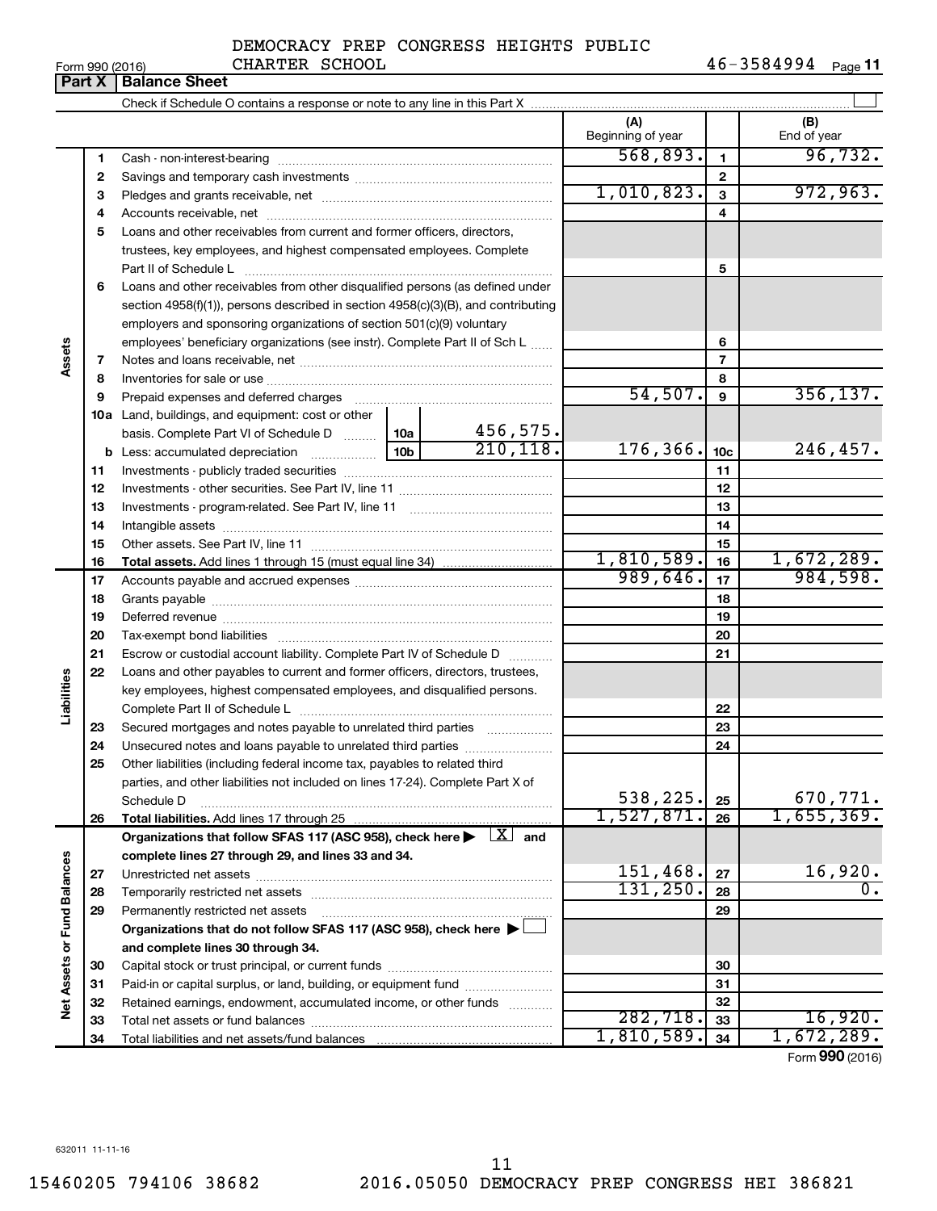DEMOCRACY PREP CONGRESS HEIGHTS PUBLIC CHARTER SCHOOL

46-3584994

Form 990 (2016)

## Part X | Balance Sheet

Check if Schedule O contains a response or note to any line in this Part X ☐

| | | | | (A) Beginning of year | | (B) End of year |
|---|---|---|---|---|---|---|
| **Assets** | 1 | Cash - non-interest-bearing | | 568,893. | 1 | 96,732. |
| | 2 | Savings and temporary cash investments | | | 2 | |
| | 3 | Pledges and grants receivable, net | | 1,010,823. | 3 | 972,963. |
| | 4 | Accounts receivable, net | | | 4 | |
| | 5 | Loans and other receivables from current and former officers, directors, trustees, key employees, and highest compensated employees. Complete Part II of Schedule L | | | 5 | |
| | 6 | Loans and other receivables from other disqualified persons (as defined under section 4958(f)(1)), persons described in section 4958(c)(3)(B), and contributing employers and sponsoring organizations of section 501(c)(9) voluntary employees' beneficiary organizations (see instr). Complete Part II of Sch L | | | 6 | |
| | 7 | Notes and loans receivable, net | | | 7 | |
| | 8 | Inventories for sale or use | | | 8 | |
| | 9 | Prepaid expenses and deferred charges | | 54,507. | 9 | 356,137. |
| | 10a | Land, buildings, and equipment: cost or other basis. Complete Part VI of Schedule D | 10a 456,575. | | | |
| | b | Less: accumulated depreciation | 10b 210,118. | 176,366. | 10c | 246,457. |
| | 11 | Investments - publicly traded securities | | | 11 | |
| | 12 | Investments - other securities. See Part IV, line 11 | | | 12 | |
| | 13 | Investments - program-related. See Part IV, line 11 | | | 13 | |
| | 14 | Intangible assets | | | 14 | |
| | 15 | Other assets. See Part IV, line 11 | | | 15 | |
| | 16 | **Total assets.** Add lines 1 through 15 (must equal line 34) | | 1,810,589. | 16 | 1,672,289. |
| **Liabilities** | 17 | Accounts payable and accrued expenses | | 989,646. | 17 | 984,598. |
| | 18 | Grants payable | | | 18 | |
| | 19 | Deferred revenue | | | 19 | |
| | 20 | Tax-exempt bond liabilities | | | 20 | |
| | 21 | Escrow or custodial account liability. Complete Part IV of Schedule D | | | 21 | |
| | 22 | Loans and other payables to current and former officers, directors, trustees, key employees, highest compensated employees, and disqualified persons. Complete Part II of Schedule L | | | 22 | |
| | 23 | Secured mortgages and notes payable to unrelated third parties | | | 23 | |
| | 24 | Unsecured notes and loans payable to unrelated third parties | | | 24 | |
| | 25 | Other liabilities (including federal income tax, payables to related third parties, and other liabilities not included on lines 17-24). Complete Part X of Schedule D | | 538,225. | 25 | 670,771. |
| | 26 | **Total liabilities.** Add lines 17 through 25 | | 1,527,871. | 26 | 1,655,369. |
| **Net Assets or Fund Balances** | | **Organizations that follow SFAS 117 (ASC 958), check here ▶ ☒ and complete lines 27 through 29, and lines 33 and 34.** | | | | |
| | 27 | Unrestricted net assets | | 151,468. | 27 | 16,920. |
| | 28 | Temporarily restricted net assets | | 131,250. | 28 | 0. |
| | 29 | Permanently restricted net assets | | | 29 | |
| | | **Organizations that do not follow SFAS 117 (ASC 958), check here ▶ ☐ and complete lines 30 through 34.** | | | | |
| | 30 | Capital stock or trust principal, or current funds | | | 30 | |
| | 31 | Paid-in or capital surplus, or land, building, or equipment fund | | | 31 | |
| | 32 | Retained earnings, endowment, accumulated income, or other funds | | | 32 | |
| | 33 | Total net assets or fund balances | | 282,718. | 33 | 16,920. |
| | 34 | Total liabilities and net assets/fund balances | | 1,810,589. | 34 | 1,672,289. |

Form **990** (2016)

632011 11-11-16

15460205 794106 38682 2016.05050 DEMOCRACY PREP CONGRESS HEI 386821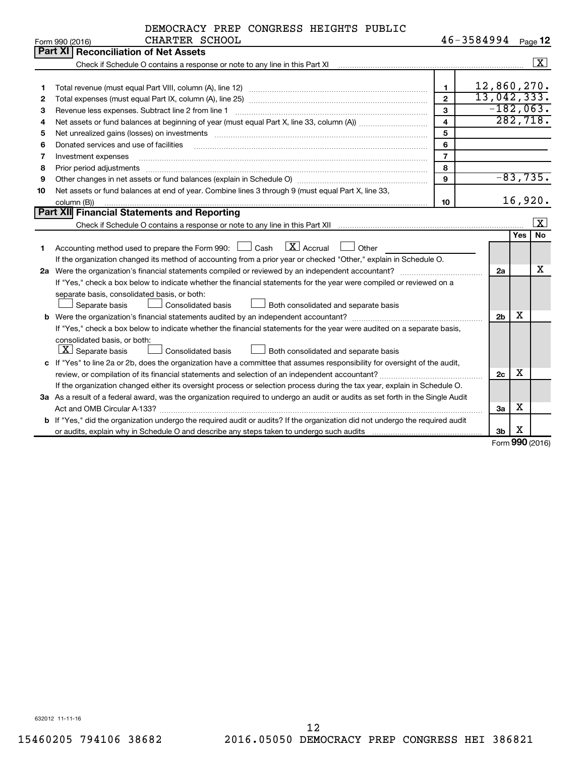DEMOCRACY PREP CONGRESS HEIGHTS PUBLIC CHARTER SCHOOL 46-3584994

Form 990 (2016) Page **12**

## Part XI Reconciliation of Net Assets

Check if Schedule O contains a response or note to any line in this Part XI [X]

| | | | |
|---|---|---|---|
| 1 | Total revenue (must equal Part VIII, column (A), line 12) | 1 | 12,860,270. |
| 2 | Total expenses (must equal Part IX, column (A), line 25) | 2 | 13,042,333. |
| 3 | Revenue less expenses. Subtract line 2 from line 1 | 3 | -182,063. |
| 4 | Net assets or fund balances at beginning of year (must equal Part X, line 33, column (A)) | 4 | 282,718. |
| 5 | Net unrealized gains (losses) on investments | 5 | |
| 6 | Donated services and use of facilities | 6 | |
| 7 | Investment expenses | 7 | |
| 8 | Prior period adjustments | 8 | |
| 9 | Other changes in net assets or fund balances (explain in Schedule O) | 9 | -83,735. |
| 10 | Net assets or fund balances at end of year. Combine lines 3 through 9 (must equal Part X, line 33, column (B)) | 10 | 16,920. |

## Part XII Financial Statements and Reporting

Check if Schedule O contains a response or note to any line in this Part XII [X]

| | | | Yes | No |
|---|---|---|---|---|
| 1 | Accounting method used to prepare the Form 990: [ ] Cash [X] Accrual [ ] Other<br>If the organization changed its method of accounting from a prior year or checked "Other," explain in Schedule O. | | | |
| 2a | Were the organization's financial statements compiled or reviewed by an independent accountant?<br>If "Yes," check a box below to indicate whether the financial statements for the year were compiled or reviewed on a separate basis, consolidated basis, or both:<br>[ ] Separate basis [ ] Consolidated basis [ ] Both consolidated and separate basis | 2a | | X |
| b | Were the organization's financial statements audited by an independent accountant?<br>If "Yes," check a box below to indicate whether the financial statements for the year were audited on a separate basis, consolidated basis, or both:<br>[X] Separate basis [ ] Consolidated basis [ ] Both consolidated and separate basis | 2b | X | |
| c | If "Yes" to line 2a or 2b, does the organization have a committee that assumes responsibility for oversight of the audit, review, or compilation of its financial statements and selection of an independent accountant?<br>If the organization changed either its oversight process or selection process during the tax year, explain in Schedule O. | 2c | X | |
| 3a | As a result of a federal award, was the organization required to undergo an audit or audits as set forth in the Single Audit Act and OMB Circular A-133? | 3a | X | |
| b | If "Yes," did the organization undergo the required audit or audits? If the organization did not undergo the required audit or audits, explain why in Schedule O and describe any steps taken to undergo such audits | 3b | X | |

Form **990** (2016)

632012 11-11-16

15460205 794106 38682 2016.05050 DEMOCRACY PREP CONGRESS HEI 386821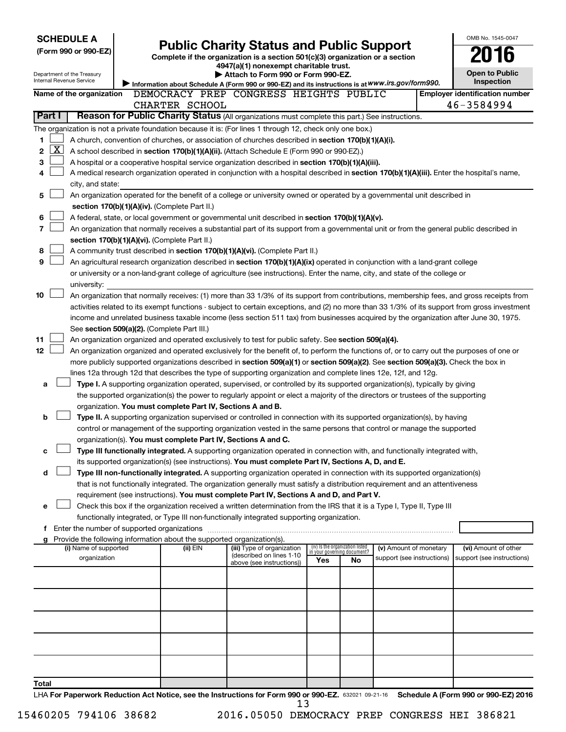**SCHEDULE A**
**(Form 990 or 990-EZ)**

Department of the Treasury
Internal Revenue Service

# Public Charity Status and Public Support

**Complete if the organization is a section 501(c)(3) organization or a section 4947(a)(1) nonexempt charitable trust.**
**▶ Attach to Form 990 or Form 990-EZ.**
▶ Information about Schedule A (Form 990 or 990-EZ) and its instructions is at *www.irs.gov/form990.*

OMB No. 1545-0047
**2016**
**Open to Public Inspection**

**Name of the organization** DEMOCRACY PREP CONGRESS HEIGHTS PUBLIC CHARTER SCHOOL

**Employer identification number** 46-3584994

## Part I — Reason for Public Charity Status (All organizations must complete this part.) See instructions.

The organization is not a private foundation because it is: (For lines 1 through 12, check only one box.)

1. [ ] A church, convention of churches, or association of churches described in **section 170(b)(1)(A)(i).**
2. [X] A school described in **section 170(b)(1)(A)(ii).** (Attach Schedule E (Form 990 or 990-EZ).)
3. [ ] A hospital or a cooperative hospital service organization described in **section 170(b)(1)(A)(iii).**
4. [ ] A medical research organization operated in conjunction with a hospital described in **section 170(b)(1)(A)(iii).** Enter the hospital's name, city, and state:
5. [ ] An organization operated for the benefit of a college or university owned or operated by a governmental unit described in **section 170(b)(1)(A)(iv).** (Complete Part II.)
6. [ ] A federal, state, or local government or governmental unit described in **section 170(b)(1)(A)(v).**
7. [ ] An organization that normally receives a substantial part of its support from a governmental unit or from the general public described in **section 170(b)(1)(A)(vi).** (Complete Part II.)
8. [ ] A community trust described in **section 170(b)(1)(A)(vi).** (Complete Part II.)
9. [ ] An agricultural research organization described in **section 170(b)(1)(A)(ix)** operated in conjunction with a land-grant college or university or a non-land-grant college of agriculture (see instructions). Enter the name, city, and state of the college or university:
10. [ ] An organization that normally receives: (1) more than 33 1/3% of its support from contributions, membership fees, and gross receipts from activities related to its exempt functions - subject to certain exceptions, and (2) no more than 33 1/3% of its support from gross investment income and unrelated business taxable income (less section 511 tax) from businesses acquired by the organization after June 30, 1975. See **section 509(a)(2).** (Complete Part III.)
11. [ ] An organization organized and operated exclusively to test for public safety. See **section 509(a)(4).**
12. [ ] An organization organized and operated exclusively for the benefit of, to perform the functions of, or to carry out the purposes of one or more publicly supported organizations described in **section 509(a)(1)** or **section 509(a)(2).** See **section 509(a)(3).** Check the box in lines 12a through 12d that describes the type of supporting organization and complete lines 12e, 12f, and 12g.
   - a [ ] **Type I.** A supporting organization operated, supervised, or controlled by its supported organization(s), typically by giving the supported organization(s) the power to regularly appoint or elect a majority of the directors or trustees of the supporting organization. **You must complete Part IV, Sections A and B.**
   - b [ ] **Type II.** A supporting organization supervised or controlled in connection with its supported organization(s), by having control or management of the supporting organization vested in the same persons that control or manage the supported organization(s). **You must complete Part IV, Sections A and C.**
   - c [ ] **Type III functionally integrated.** A supporting organization operated in connection with, and functionally integrated with, its supported organization(s) (see instructions). **You must complete Part IV, Sections A, D, and E.**
   - d [ ] **Type III non-functionally integrated.** A supporting organization operated in connection with its supported organization(s) that is not functionally integrated. The organization generally must satisfy a distribution requirement and an attentiveness requirement (see instructions). **You must complete Part IV, Sections A and D, and Part V.**
   - e [ ] Check this box if the organization received a written determination from the IRS that it is a Type I, Type II, Type III functionally integrated, or Type III non-functionally integrated supporting organization.
   - f Enter the number of supported organizations
   - g Provide the following information about the supported organization(s).

| (i) Name of supported organization | (ii) EIN | (iii) Type of organization (described on lines 1-10 above (see instructions)) | (iv) Is the organization listed in your governing document? Yes | No | (v) Amount of monetary support (see instructions) | (vi) Amount of other support (see instructions) |
|---|---|---|---|---|---|---|
| | | | | | | |
| | | | | | | |
| | | | | | | |
| | | | | | | |
| | | | | | | |
| **Total** | | | | | | |

LHA **For Paperwork Reduction Act Notice, see the Instructions for Form 990 or 990-EZ.** 632021 09-21-16 **Schedule A (Form 990 or 990-EZ) 2016**

15460205 794106 38682 2016.05050 DEMOCRACY PREP CONGRESS HEI 386821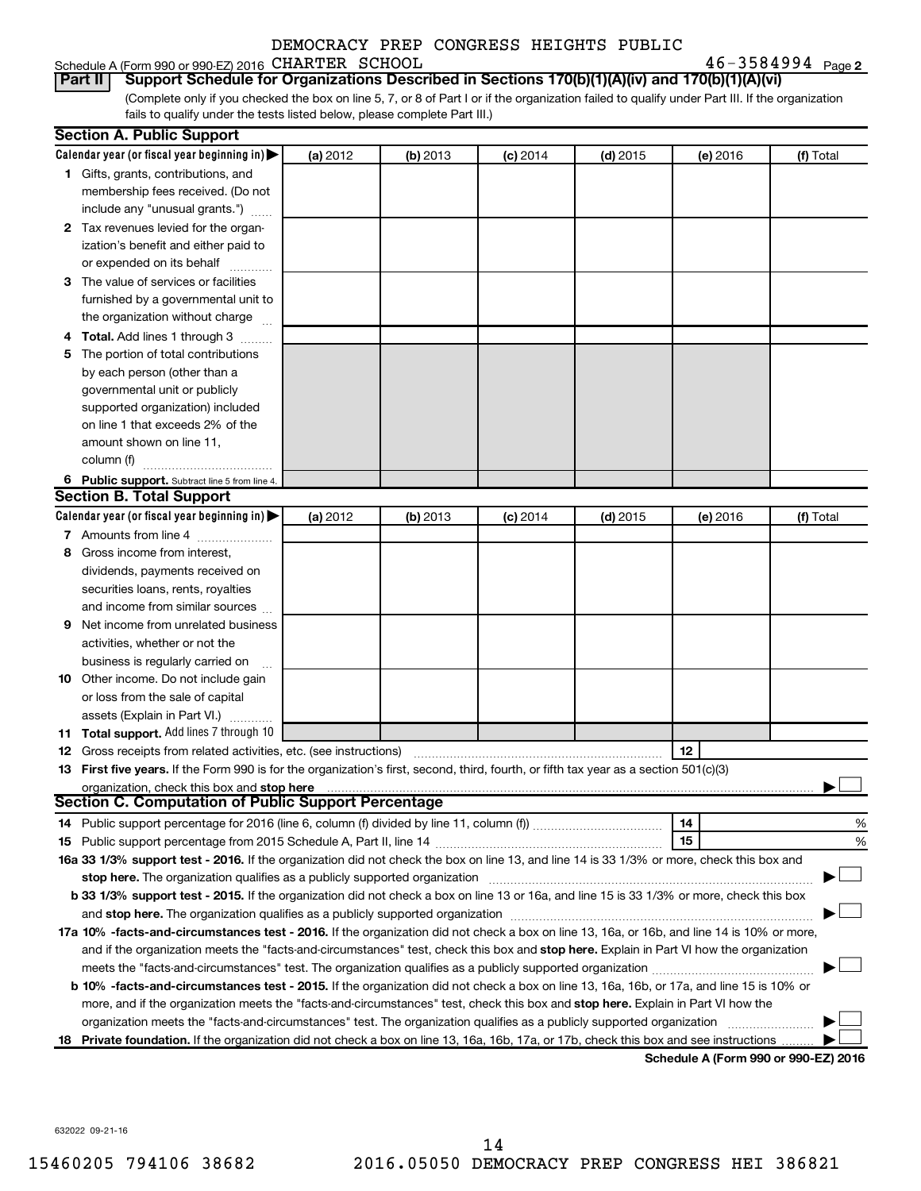DEMOCRACY PREP CONGRESS HEIGHTS PUBLIC

Schedule A (Form 990 or 990-EZ) 2016 CHARTER SCHOOL 46-3584994 Page 2

**Part II Support Schedule for Organizations Described in Sections 170(b)(1)(A)(iv) and 170(b)(1)(A)(vi)**

(Complete only if you checked the box on line 5, 7, or 8 of Part I or if the organization failed to qualify under Part III. If the organization fails to qualify under the tests listed below, please complete Part III.)

**Section A. Public Support**

| Calendar year (or fiscal year beginning in) ▶ | (a) 2012 | (b) 2013 | (c) 2014 | (d) 2015 | (e) 2016 | (f) Total |
|---|---|---|---|---|---|---|
| 1 Gifts, grants, contributions, and membership fees received. (Do not include any "unusual grants.") | | | | | | |
| 2 Tax revenues levied for the organization's benefit and either paid to or expended on its behalf | | | | | | |
| 3 The value of services or facilities furnished by a governmental unit to the organization without charge | | | | | | |
| 4 **Total.** Add lines 1 through 3 | | | | | | |
| 5 The portion of total contributions by each person (other than a governmental unit or publicly supported organization) included on line 1 that exceeds 2% of the amount shown on line 11, column (f) | | | | | | |
| 6 **Public support.** Subtract line 5 from line 4. | | | | | | |

**Section B. Total Support**

| Calendar year (or fiscal year beginning in) ▶ | (a) 2012 | (b) 2013 | (c) 2014 | (d) 2015 | (e) 2016 | (f) Total |
|---|---|---|---|---|---|---|
| 7 Amounts from line 4 | | | | | | |
| 8 Gross income from interest, dividends, payments received on securities loans, rents, royalties and income from similar sources | | | | | | |
| 9 Net income from unrelated business activities, whether or not the business is regularly carried on | | | | | | |
| 10 Other income. Do not include gain or loss from the sale of capital assets (Explain in Part VI.) | | | | | | |
| 11 **Total support.** Add lines 7 through 10 | | | | | | |

12 Gross receipts from related activities, etc. (see instructions) 12

13 **First five years.** If the Form 990 is for the organization's first, second, third, fourth, or fifth tax year as a section 501(c)(3) organization, check this box and **stop here** ▶ ☐

**Section C. Computation of Public Support Percentage**

14 Public support percentage for 2016 (line 6, column (f) divided by line 11, column (f)) 14 %

15 Public support percentage from 2015 Schedule A, Part II, line 14 15 %

**16a 33 1/3% support test - 2016.** If the organization did not check the box on line 13, and line 14 is 33 1/3% or more, check this box and **stop here.** The organization qualifies as a publicly supported organization ▶ ☐

**b 33 1/3% support test - 2015.** If the organization did not check a box on line 13 or 16a, and line 15 is 33 1/3% or more, check this box and **stop here.** The organization qualifies as a publicly supported organization ▶ ☐

**17a 10% -facts-and-circumstances test - 2016.** If the organization did not check a box on line 13, 16a, or 16b, and line 14 is 10% or more, and if the organization meets the "facts-and-circumstances" test, check this box and **stop here.** Explain in Part VI how the organization meets the "facts-and-circumstances" test. The organization qualifies as a publicly supported organization ▶ ☐

**b 10% -facts-and-circumstances test - 2015.** If the organization did not check a box on line 13, 16a, 16b, or 17a, and line 15 is 10% or more, and if the organization meets the "facts-and-circumstances" test, check this box and **stop here.** Explain in Part VI how the organization meets the "facts-and-circumstances" test. The organization qualifies as a publicly supported organization ▶ ☐

**18 Private foundation.** If the organization did not check a box on line 13, 16a, 16b, 17a, or 17b, check this box and see instructions ▶ ☐

**Schedule A (Form 990 or 990-EZ) 2016**

632022 09-21-16

15460205 794106 38682 2016.05050 DEMOCRACY PREP CONGRESS HEI 386821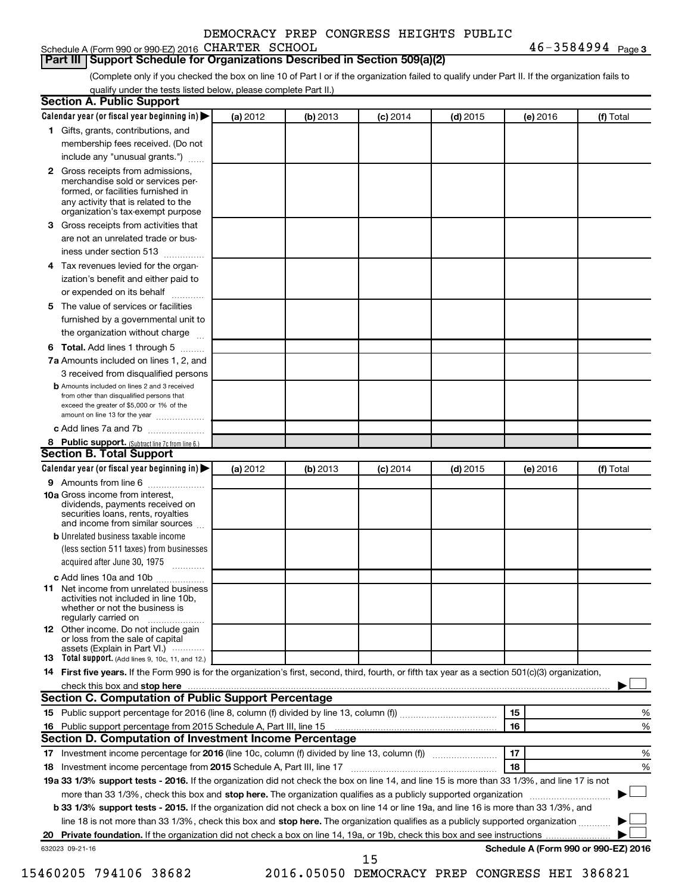Schedule A (Form 990 or 990-EZ) 2016 DEMOCRACY PREP CONGRESS HEIGHTS PUBLIC CHARTER SCHOOL 46-3584994 Page 3

## Part III Support Schedule for Organizations Described in Section 509(a)(2)

(Complete only if you checked the box on line 10 of Part I or if the organization failed to qualify under Part II. If the organization fails to qualify under the tests listed below, please complete Part II.)

### Section A. Public Support

| Calendar year (or fiscal year beginning in) ▶ | (a) 2012 | (b) 2013 | (c) 2014 | (d) 2015 | (e) 2016 | (f) Total |
|---|---|---|---|---|---|---|
| 1 Gifts, grants, contributions, and membership fees received. (Do not include any "unusual grants.") | | | | | | |
| 2 Gross receipts from admissions, merchandise sold or services performed, or facilities furnished in any activity that is related to the organization's tax-exempt purpose | | | | | | |
| 3 Gross receipts from activities that are not an unrelated trade or business under section 513 | | | | | | |
| 4 Tax revenues levied for the organization's benefit and either paid to or expended on its behalf | | | | | | |
| 5 The value of services or facilities furnished by a governmental unit to the organization without charge | | | | | | |
| 6 **Total.** Add lines 1 through 5 | | | | | | |
| 7a Amounts included on lines 1, 2, and 3 received from disqualified persons | | | | | | |
| b Amounts included on lines 2 and 3 received from other than disqualified persons that exceed the greater of $5,000 or 1% of the amount on line 13 for the year | | | | | | |
| c Add lines 7a and 7b | | | | | | |
| 8 **Public support.** (Subtract line 7c from line 6.) | | | | | | |

### Section B. Total Support

| Calendar year (or fiscal year beginning in) ▶ | (a) 2012 | (b) 2013 | (c) 2014 | (d) 2015 | (e) 2016 | (f) Total |
|---|---|---|---|---|---|---|
| 9 Amounts from line 6 | | | | | | |
| 10a Gross income from interest, dividends, payments received on securities loans, rents, royalties and income from similar sources | | | | | | |
| b Unrelated business taxable income (less section 511 taxes) from businesses acquired after June 30, 1975 | | | | | | |
| c Add lines 10a and 10b | | | | | | |
| 11 Net income from unrelated business activities not included in line 10b, whether or not the business is regularly carried on | | | | | | |
| 12 Other income. Do not include gain or loss from the sale of capital assets (Explain in Part VI.) | | | | | | |
| 13 **Total support.** (Add lines 9, 10c, 11, and 12.) | | | | | | |

14 **First five years.** If the Form 990 is for the organization's first, second, third, fourth, or fifth tax year as a section 501(c)(3) organization, check this box and **stop here** ▶ ☐

### Section C. Computation of Public Support Percentage

| | | | |
|---|---|---|---|
| 15 | Public support percentage for 2016 (line 8, column (f) divided by line 13, column (f)) | 15 | % |
| 16 | Public support percentage from 2015 Schedule A, Part III, line 15 | 16 | % |

### Section D. Computation of Investment Income Percentage

| | | | |
|---|---|---|---|
| 17 | Investment income percentage for **2016** (line 10c, column (f) divided by line 13, column (f)) | 17 | % |
| 18 | Investment income percentage from **2015** Schedule A, Part III, line 17 | 18 | % |

**19a 33 1/3% support tests - 2016.** If the organization did not check the box on line 14, and line 15 is more than 33 1/3%, and line 17 is not more than 33 1/3%, check this box and **stop here.** The organization qualifies as a publicly supported organization ▶ ☐

**b 33 1/3% support tests - 2015.** If the organization did not check a box on line 14 or line 19a, and line 16 is more than 33 1/3%, and line 18 is not more than 33 1/3%, check this box and **stop here.** The organization qualifies as a publicly supported organization ▶ ☐

**20 Private foundation.** If the organization did not check a box on line 14, 19a, or 19b, check this box and see instructions ▶ ☐

632023 09-21-16 **Schedule A (Form 990 or 990-EZ) 2016**

15460205 794106 38682 2016.05050 DEMOCRACY PREP CONGRESS HEI 386821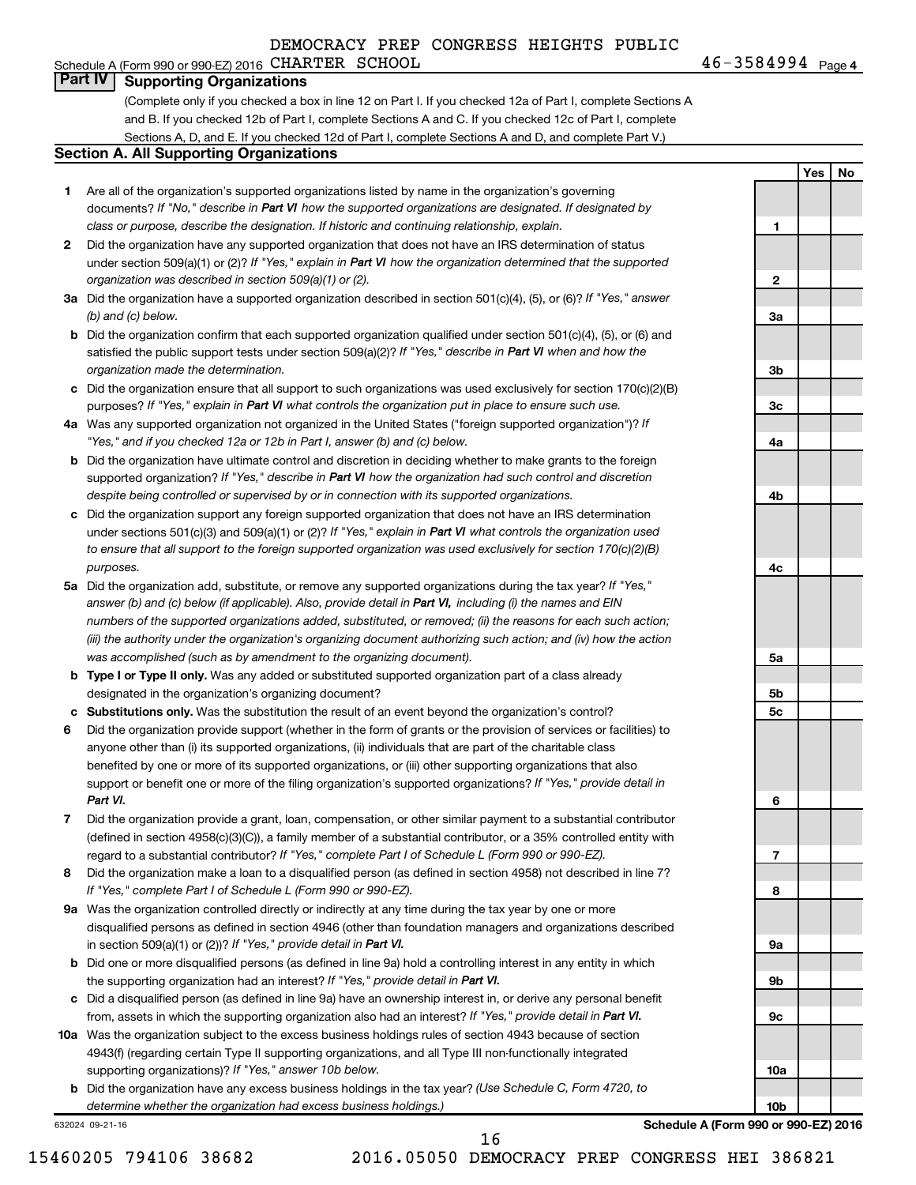DEMOCRACY PREP CONGRESS HEIGHTS PUBLIC CHARTER SCHOOL 46-3584994

Schedule A (Form 990 or 990-EZ) 2016 Page 4

## Part IV Supporting Organizations

(Complete only if you checked a box in line 12 on Part I. If you checked 12a of Part I, complete Sections A and B. If you checked 12b of Part I, complete Sections A and C. If you checked 12c of Part I, complete Sections A, D, and E. If you checked 12d of Part I, complete Sections A and D, and complete Part V.)

### Section A. All Supporting Organizations

| | | Line | Yes | No |
|---|---|---|---|---|
| 1 | Are all of the organization's supported organizations listed by name in the organization's governing documents? *If "No," describe in* ***Part VI*** *how the supported organizations are designated. If designated by class or purpose, describe the designation. If historic and continuing relationship, explain.* | 1 | | |
| 2 | Did the organization have any supported organization that does not have an IRS determination of status under section 509(a)(1) or (2)? *If "Yes," explain in* ***Part VI*** *how the organization determined that the supported organization was described in section 509(a)(1) or (2).* | 2 | | |
| 3a | Did the organization have a supported organization described in section 501(c)(4), (5), or (6)? *If "Yes," answer (b) and (c) below.* | 3a | | |
| b | Did the organization confirm that each supported organization qualified under section 501(c)(4), (5), or (6) and satisfied the public support tests under section 509(a)(2)? *If "Yes," describe in* ***Part VI*** *when and how the organization made the determination.* | 3b | | |
| c | Did the organization ensure that all support to such organizations was used exclusively for section 170(c)(2)(B) purposes? *If "Yes," explain in* ***Part VI*** *what controls the organization put in place to ensure such use.* | 3c | | |
| 4a | Was any supported organization not organized in the United States ("foreign supported organization")? *If "Yes," and if you checked 12a or 12b in Part I, answer (b) and (c) below.* | 4a | | |
| b | Did the organization have ultimate control and discretion in deciding whether to make grants to the foreign supported organization? *If "Yes," describe in* ***Part VI*** *how the organization had such control and discretion despite being controlled or supervised by or in connection with its supported organizations.* | 4b | | |
| c | Did the organization support any foreign supported organization that does not have an IRS determination under sections 501(c)(3) and 509(a)(1) or (2)? *If "Yes," explain in* ***Part VI*** *what controls the organization used to ensure that all support to the foreign supported organization was used exclusively for section 170(c)(2)(B) purposes.* | 4c | | |
| 5a | Did the organization add, substitute, or remove any supported organizations during the tax year? *If "Yes," answer (b) and (c) below (if applicable). Also, provide detail in* ***Part VI,*** *including (i) the names and EIN numbers of the supported organizations added, substituted, or removed; (ii) the reasons for each such action; (iii) the authority under the organization's organizing document authorizing such action; and (iv) how the action was accomplished (such as by amendment to the organizing document).* | 5a | | |
| b | **Type I or Type II only.** Was any added or substituted supported organization part of a class already designated in the organization's organizing document? | 5b | | |
| c | **Substitutions only.** Was the substitution the result of an event beyond the organization's control? | 5c | | |
| 6 | Did the organization provide support (whether in the form of grants or the provision of services or facilities) to anyone other than (i) its supported organizations, (ii) individuals that are part of the charitable class benefited by one or more of its supported organizations, or (iii) other supporting organizations that also support or benefit one or more of the filing organization's supported organizations? *If "Yes," provide detail in* ***Part VI.*** | 6 | | |
| 7 | Did the organization provide a grant, loan, compensation, or other similar payment to a substantial contributor (defined in section 4958(c)(3)(C)), a family member of a substantial contributor, or a 35% controlled entity with regard to a substantial contributor? *If "Yes," complete Part I of Schedule L (Form 990 or 990-EZ).* | 7 | | |
| 8 | Did the organization make a loan to a disqualified person (as defined in section 4958) not described in line 7? *If "Yes," complete Part I of Schedule L (Form 990 or 990-EZ).* | 8 | | |
| 9a | Was the organization controlled directly or indirectly at any time during the tax year by one or more disqualified persons as defined in section 4946 (other than foundation managers and organizations described in section 509(a)(1) or (2))? *If "Yes," provide detail in* ***Part VI.*** | 9a | | |
| b | Did one or more disqualified persons (as defined in line 9a) hold a controlling interest in any entity in which the supporting organization had an interest? *If "Yes," provide detail in* ***Part VI.*** | 9b | | |
| c | Did a disqualified person (as defined in line 9a) have an ownership interest in, or derive any personal benefit from, assets in which the supporting organization also had an interest? *If "Yes," provide detail in* ***Part VI.*** | 9c | | |
| 10a | Was the organization subject to the excess business holdings rules of section 4943 because of section 4943(f) (regarding certain Type II supporting organizations, and all Type III non-functionally integrated supporting organizations)? *If "Yes," answer 10b below.* | 10a | | |
| b | Did the organization have any excess business holdings in the tax year? *(Use Schedule C, Form 4720, to determine whether the organization had excess business holdings.)* | 10b | | |

632024 09-21-16

**Schedule A (Form 990 or 990-EZ) 2016**

15460205 794106 38682 2016.05050 DEMOCRACY PREP CONGRESS HEI 386821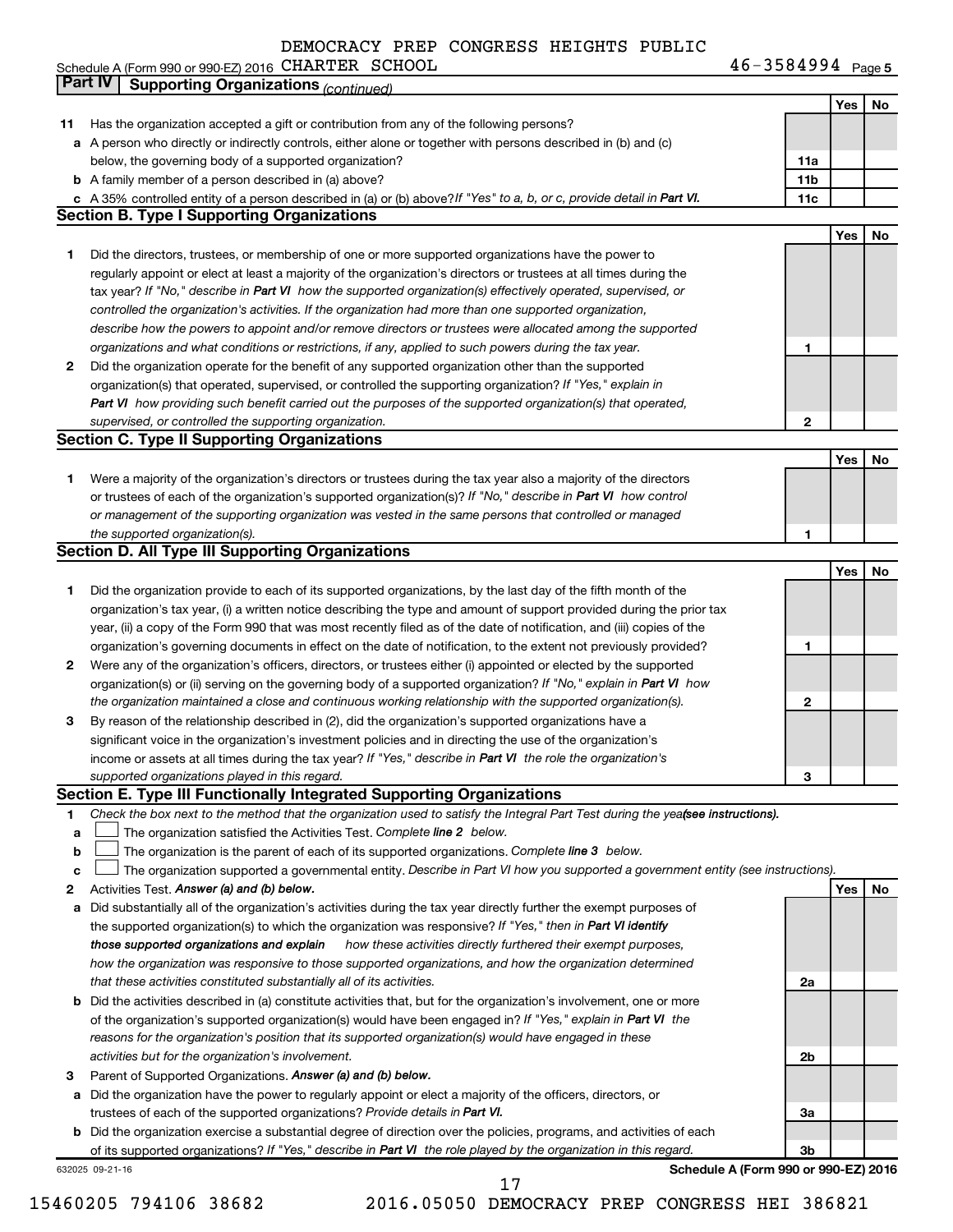DEMOCRACY PREP CONGRESS HEIGHTS PUBLIC

Schedule A (Form 990 or 990-EZ) 2016 CHARTER SCHOOL 46-3584994 Page 5

## Part IV Supporting Organizations *(continued)*

| | | | Yes | No |
|---|---|---|---|---|
| 11 | Has the organization accepted a gift or contribution from any of the following persons? | | | |
| a | A person who directly or indirectly controls, either alone or together with persons described in (b) and (c) below, the governing body of a supported organization? | 11a | | |
| b | A family member of a person described in (a) above? | 11b | | |
| c | A 35% controlled entity of a person described in (a) or (b) above? *If "Yes" to a, b, or c, provide detail in* **Part VI.** | 11c | | |

### Section B. Type I Supporting Organizations

| | | | Yes | No |
|---|---|---|---|---|
| 1 | Did the directors, trustees, or membership of one or more supported organizations have the power to regularly appoint or elect at least a majority of the organization's directors or trustees at all times during the tax year? *If "No," describe in* **Part VI** *how the supported organization(s) effectively operated, supervised, or controlled the organization's activities. If the organization had more than one supported organization, describe how the powers to appoint and/or remove directors or trustees were allocated among the supported organizations and what conditions or restrictions, if any, applied to such powers during the tax year.* | 1 | | |
| 2 | Did the organization operate for the benefit of any supported organization other than the supported organization(s) that operated, supervised, or controlled the supporting organization? *If "Yes," explain in* **Part VI** *how providing such benefit carried out the purposes of the supported organization(s) that operated, supervised, or controlled the supporting organization.* | 2 | | |

### Section C. Type II Supporting Organizations

| | | | Yes | No |
|---|---|---|---|---|
| 1 | Were a majority of the organization's directors or trustees during the tax year also a majority of the directors or trustees of each of the organization's supported organization(s)? *If "No," describe in* **Part VI** *how control or management of the supporting organization was vested in the same persons that controlled or managed the supported organization(s).* | 1 | | |

### Section D. All Type III Supporting Organizations

| | | | Yes | No |
|---|---|---|---|---|
| 1 | Did the organization provide to each of its supported organizations, by the last day of the fifth month of the organization's tax year, (i) a written notice describing the type and amount of support provided during the prior tax year, (ii) a copy of the Form 990 that was most recently filed as of the date of notification, and (iii) copies of the organization's governing documents in effect on the date of notification, to the extent not previously provided? | 1 | | |
| 2 | Were any of the organization's officers, directors, or trustees either (i) appointed or elected by the supported organization(s) or (ii) serving on the governing body of a supported organization? *If "No," explain in* **Part VI** *how the organization maintained a close and continuous working relationship with the supported organization(s).* | 2 | | |
| 3 | By reason of the relationship described in (2), did the organization's supported organizations have a significant voice in the organization's investment policies and in directing the use of the organization's income or assets at all times during the tax year? *If "Yes," describe in* **Part VI** *the role the organization's supported organizations played in this regard.* | 3 | | |

### Section E. Type III Functionally Integrated Supporting Organizations

1 *Check the box next to the method that the organization used to satisfy the Integral Part Test during the year* ***(see instructions).***

a ☐ The organization satisfied the Activities Test. *Complete* ***line 2*** *below.*

b ☐ The organization is the parent of each of its supported organizations. *Complete* ***line 3*** *below.*

c ☐ The organization supported a governmental entity. *Describe in Part VI how you supported a government entity (see instructions).*

| | | | Yes | No |
|---|---|---|---|---|
| 2 | Activities Test. ***Answer (a) and (b) below.*** | | | |
| a | Did substantially all of the organization's activities during the tax year directly further the exempt purposes of the supported organization(s) to which the organization was responsive? *If "Yes," then in* **Part VI** ***identify those supported organizations and explain*** *how these activities directly furthered their exempt purposes, how the organization was responsive to those supported organizations, and how the organization determined that these activities constituted substantially all of its activities.* | 2a | | |
| b | Did the activities described in (a) constitute activities that, but for the organization's involvement, one or more of the organization's supported organization(s) would have been engaged in? *If "Yes," explain in* **Part VI** *the reasons for the organization's position that its supported organization(s) would have engaged in these activities but for the organization's involvement.* | 2b | | |
| 3 | Parent of Supported Organizations. ***Answer (a) and (b) below.*** | | | |
| a | Did the organization have the power to regularly appoint or elect a majority of the officers, directors, or trustees of each of the supported organizations? *Provide details in* **Part VI.** | 3a | | |
| b | Did the organization exercise a substantial degree of direction over the policies, programs, and activities of each of its supported organizations? *If "Yes," describe in* **Part VI** *the role played by the organization in this regard.* | 3b | | |

632025 09-21-16 **Schedule A (Form 990 or 990-EZ) 2016**

15460205 794106 38682 2016.05050 DEMOCRACY PREP CONGRESS HEI 386821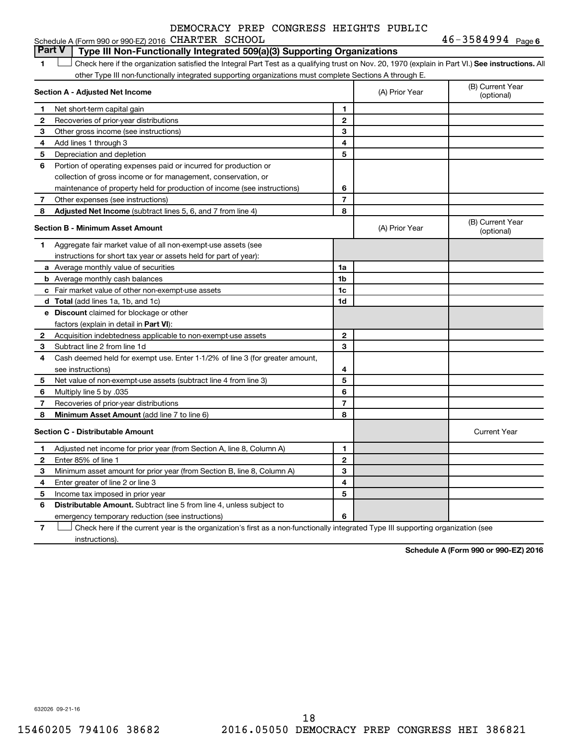DEMOCRACY PREP CONGRESS HEIGHTS PUBLIC

Schedule A (Form 990 or 990-EZ) 2016 CHARTER SCHOOL 46-3584994 Page 6

## Part V Type III Non-Functionally Integrated 509(a)(3) Supporting Organizations

1 ☐ Check here if the organization satisfied the Integral Part Test as a qualifying trust on Nov. 20, 1970 (explain in Part VI.) **See instructions.** All other Type III non-functionally integrated supporting organizations must complete Sections A through E.

| **Section A - Adjusted Net Income** | | | (A) Prior Year | (B) Current Year (optional) |
|---|---|---|---|---|
| 1 | Net short-term capital gain | 1 | | |
| 2 | Recoveries of prior-year distributions | 2 | | |
| 3 | Other gross income (see instructions) | 3 | | |
| 4 | Add lines 1 through 3 | 4 | | |
| 5 | Depreciation and depletion | 5 | | |
| 6 | Portion of operating expenses paid or incurred for production or collection of gross income or for management, conservation, or maintenance of property held for production of income (see instructions) | 6 | | |
| 7 | Other expenses (see instructions) | 7 | | |
| 8 | **Adjusted Net Income** (subtract lines 5, 6, and 7 from line 4) | 8 | | |

| **Section B - Minimum Asset Amount** | | | (A) Prior Year | (B) Current Year (optional) |
|---|---|---|---|---|
| 1 | Aggregate fair market value of all non-exempt-use assets (see instructions for short tax year or assets held for part of year): | | | |
| a | Average monthly value of securities | 1a | | |
| b | Average monthly cash balances | 1b | | |
| c | Fair market value of other non-exempt-use assets | 1c | | |
| d | **Total** (add lines 1a, 1b, and 1c) | 1d | | |
| e | **Discount** claimed for blockage or other factors (explain in detail in **Part VI**): | | | |
| 2 | Acquisition indebtedness applicable to non-exempt-use assets | 2 | | |
| 3 | Subtract line 2 from line 1d | 3 | | |
| 4 | Cash deemed held for exempt use. Enter 1-1/2% of line 3 (for greater amount, see instructions) | 4 | | |
| 5 | Net value of non-exempt-use assets (subtract line 4 from line 3) | 5 | | |
| 6 | Multiply line 5 by .035 | 6 | | |
| 7 | Recoveries of prior-year distributions | 7 | | |
| 8 | **Minimum Asset Amount** (add line 7 to line 6) | 8 | | |

| **Section C - Distributable Amount** | | | | Current Year |
|---|---|---|---|---|
| 1 | Adjusted net income for prior year (from Section A, line 8, Column A) | 1 | | |
| 2 | Enter 85% of line 1 | 2 | | |
| 3 | Minimum asset amount for prior year (from Section B, line 8, Column A) | 3 | | |
| 4 | Enter greater of line 2 or line 3 | 4 | | |
| 5 | Income tax imposed in prior year | 5 | | |
| 6 | **Distributable Amount.** Subtract line 5 from line 4, unless subject to emergency temporary reduction (see instructions) | 6 | | |

7 ☐ Check here if the current year is the organization's first as a non-functionally integrated Type III supporting organization (see instructions).

**Schedule A (Form 990 or 990-EZ) 2016**

632026 09-21-16

15460205 794106 38682 2016.05050 DEMOCRACY PREP CONGRESS HEI 386821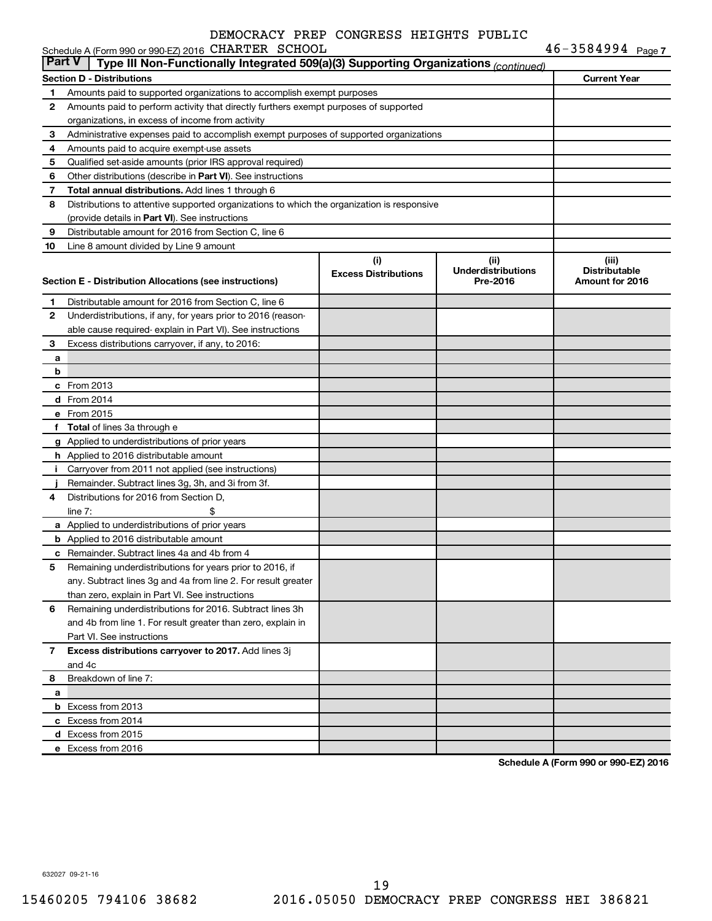Schedule A (Form 990 or 990-EZ) 2016 DEMOCRACY PREP CONGRESS HEIGHTS PUBLIC CHARTER SCHOOL 46-3584994 Page 7

## Part V Type III Non-Functionally Integrated 509(a)(3) Supporting Organizations *(continued)*

| Section D - Distributions | | Current Year |
|---|---|---|
| 1 | Amounts paid to supported organizations to accomplish exempt purposes | |
| 2 | Amounts paid to perform activity that directly furthers exempt purposes of supported organizations, in excess of income from activity | |
| 3 | Administrative expenses paid to accomplish exempt purposes of supported organizations | |
| 4 | Amounts paid to acquire exempt-use assets | |
| 5 | Qualified set-aside amounts (prior IRS approval required) | |
| 6 | Other distributions (describe in **Part VI**). See instructions | |
| 7 | **Total annual distributions.** Add lines 1 through 6 | |
| 8 | Distributions to attentive supported organizations to which the organization is responsive (provide details in **Part VI**). See instructions | |
| 9 | Distributable amount for 2016 from Section C, line 6 | |
| 10 | Line 8 amount divided by Line 9 amount | |

| Section E - Distribution Allocations (see instructions) | | (i) Excess Distributions | (ii) Underdistributions Pre-2016 | (iii) Distributable Amount for 2016 |
|---|---|---|---|---|
| 1 | Distributable amount for 2016 from Section C, line 6 | | | |
| 2 | Underdistributions, if any, for years prior to 2016 (reasonable cause required- explain in Part VI). See instructions | | | |
| 3 | Excess distributions carryover, if any, to 2016: | | | |
| a | | | | |
| b | | | | |
| c | From 2013 | | | |
| d | From 2014 | | | |
| e | From 2015 | | | |
| f | **Total** of lines 3a through e | | | |
| g | Applied to underdistributions of prior years | | | |
| h | Applied to 2016 distributable amount | | | |
| i | Carryover from 2011 not applied (see instructions) | | | |
| j | Remainder. Subtract lines 3g, 3h, and 3i from 3f. | | | |
| 4 | Distributions for 2016 from Section D, line 7: $ | | | |
| a | Applied to underdistributions of prior years | | | |
| b | Applied to 2016 distributable amount | | | |
| c | Remainder. Subtract lines 4a and 4b from 4 | | | |
| 5 | Remaining underdistributions for years prior to 2016, if any. Subtract lines 3g and 4a from line 2. For result greater than zero, explain in Part VI. See instructions | | | |
| 6 | Remaining underdistributions for 2016. Subtract lines 3h and 4b from line 1. For result greater than zero, explain in Part VI. See instructions | | | |
| 7 | **Excess distributions carryover to 2017.** Add lines 3j and 4c | | | |
| 8 | Breakdown of line 7: | | | |
| a | | | | |
| b | Excess from 2013 | | | |
| c | Excess from 2014 | | | |
| d | Excess from 2015 | | | |
| e | Excess from 2016 | | | |

**Schedule A (Form 990 or 990-EZ) 2016**

632027 09-21-16

15460205 794106 38682 2016.05050 DEMOCRACY PREP CONGRESS HEI 386821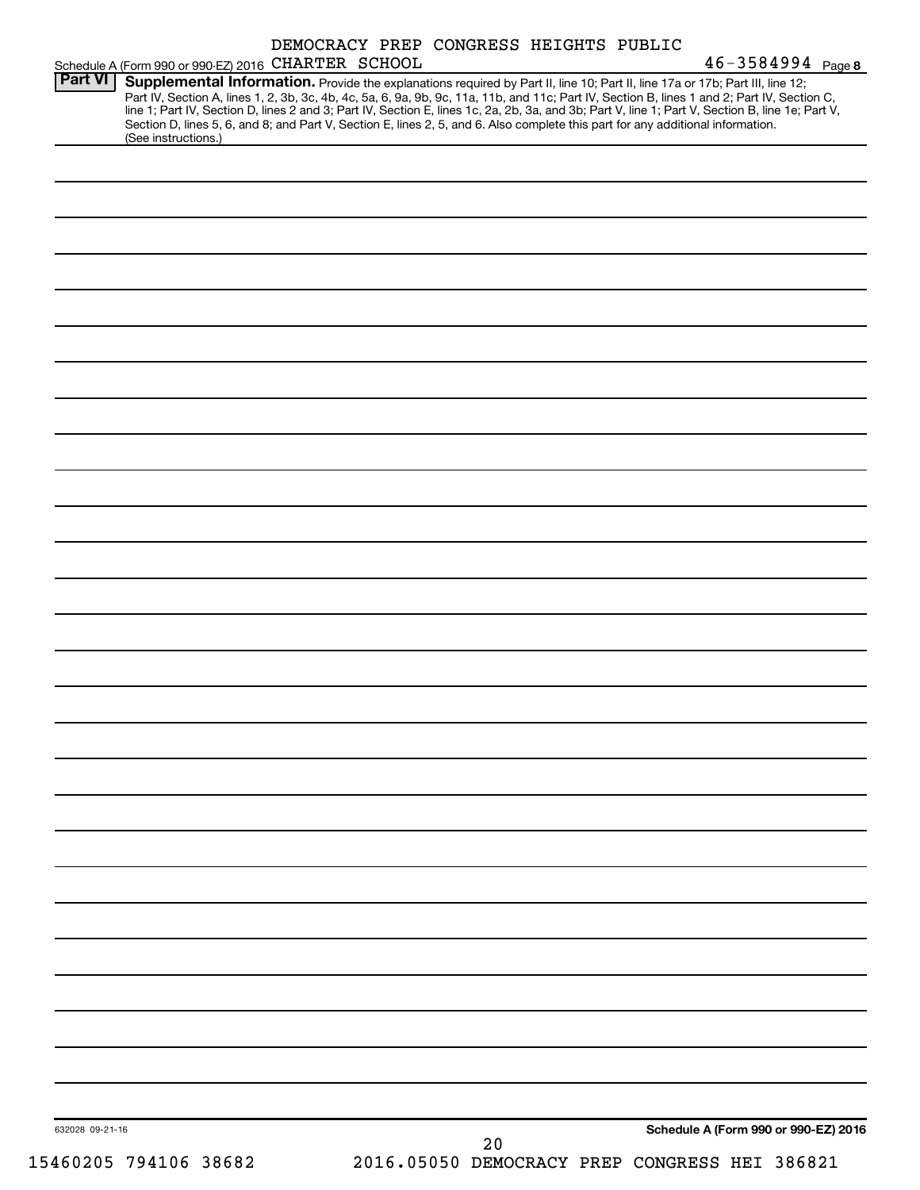DEMOCRACY PREP CONGRESS HEIGHTS PUBLIC

Schedule A (Form 990 or 990-EZ) 2016 CHARTER SCHOOL 46-3584994 Page 8

**Part VI** **Supplemental Information.** Provide the explanations required by Part II, line 10; Part II, line 17a or 17b; Part III, line 12; Part IV, Section A, lines 1, 2, 3b, 3c, 4b, 4c, 5a, 6, 9a, 9b, 9c, 11a, 11b, and 11c; Part IV, Section B, lines 1 and 2; Part IV, Section C, line 1; Part IV, Section D, lines 2 and 3; Part IV, Section E, lines 1c, 2a, 2b, 3a, and 3b; Part V, line 1; Part V, Section B, line 1e; Part V, Section D, lines 5, 6, and 8; and Part V, Section E, lines 2, 5, and 6. Also complete this part for any additional information. (See instructions.)

632028 09-21-16

**Schedule A (Form 990 or 990-EZ) 2016**

15460205 794106 38682 2016.05050 DEMOCRACY PREP CONGRESS HEI 386821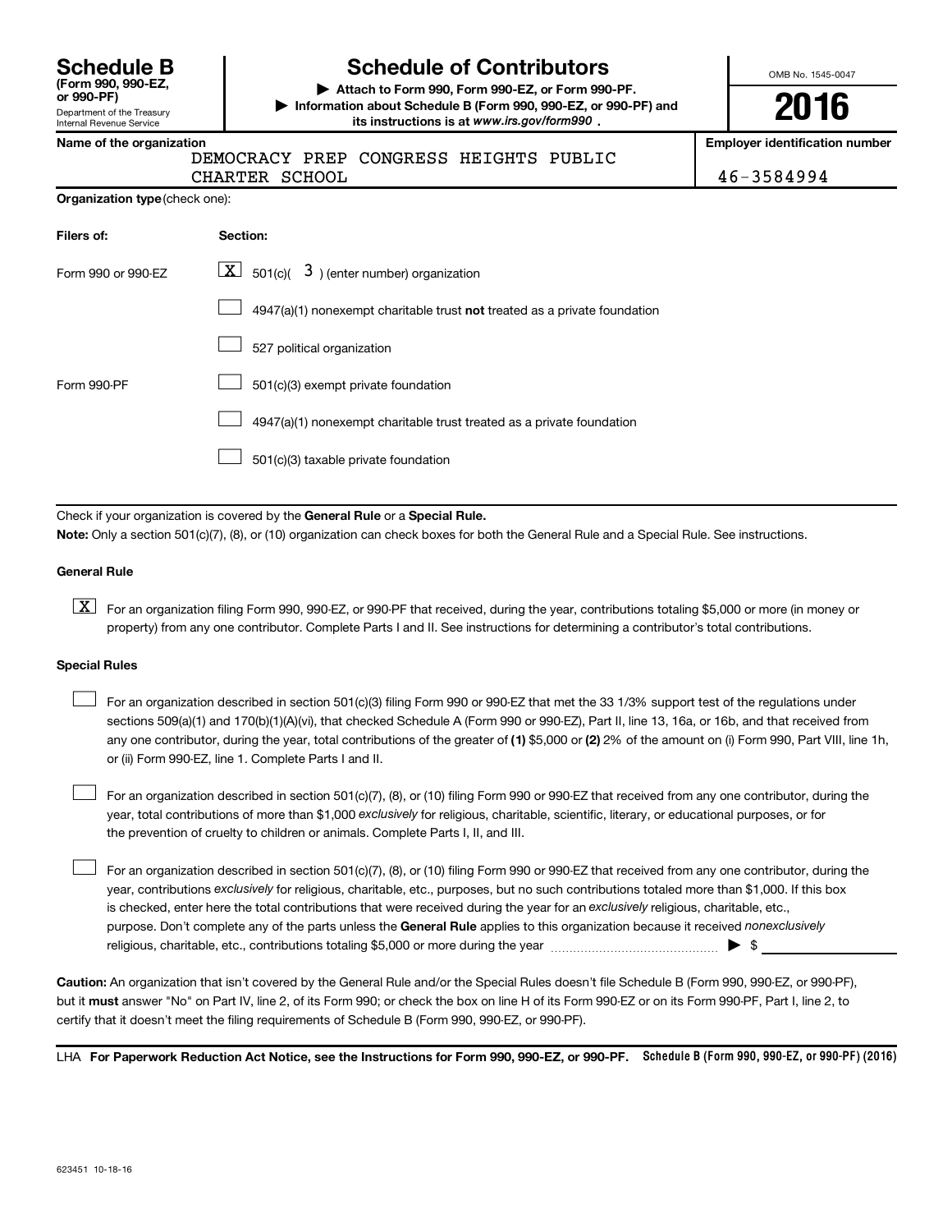# Schedule B

**(Form 990, 990-EZ, or 990-PF)**

Department of the Treasury
Internal Revenue Service

# Schedule of Contributors

▶ **Attach to Form 990, Form 990-EZ, or Form 990-PF.**

▶ **Information about Schedule B (Form 990, 990-EZ, or 990-PF) and its instructions is at *www.irs.gov/form990*.**

OMB No. 1545-0047

**2016**

| Name of the organization | Employer identification number |
|---|---|
| DEMOCRACY PREP CONGRESS HEIGHTS PUBLIC CHARTER SCHOOL | 46-3584994 |

**Organization type** (check one):

| Filers of: | Section: |
|---|---|
| Form 990 or 990-EZ | [X] 501(c)( 3 ) (enter number) organization |
| | [ ] 4947(a)(1) nonexempt charitable trust **not** treated as a private foundation |
| | [ ] 527 political organization |
| Form 990-PF | [ ] 501(c)(3) exempt private foundation |
| | [ ] 4947(a)(1) nonexempt charitable trust treated as a private foundation |
| | [ ] 501(c)(3) taxable private foundation |

Check if your organization is covered by the **General Rule** or a **Special Rule.**

**Note:** Only a section 501(c)(7), (8), or (10) organization can check boxes for both the General Rule and a Special Rule. See instructions.

**General Rule**

[X] For an organization filing Form 990, 990-EZ, or 990-PF that received, during the year, contributions totaling $5,000 or more (in money or property) from any one contributor. Complete Parts I and II. See instructions for determining a contributor's total contributions.

**Special Rules**

[ ] For an organization described in section 501(c)(3) filing Form 990 or 990-EZ that met the 33 1/3% support test of the regulations under sections 509(a)(1) and 170(b)(1)(A)(vi), that checked Schedule A (Form 990 or 990-EZ), Part II, line 13, 16a, or 16b, and that received from any one contributor, during the year, total contributions of the greater of **(1)** $5,000 or **(2)** 2% of the amount on (i) Form 990, Part VIII, line 1h, or (ii) Form 990-EZ, line 1. Complete Parts I and II.

[ ] For an organization described in section 501(c)(7), (8), or (10) filing Form 990 or 990-EZ that received from any one contributor, during the year, total contributions of more than $1,000 *exclusively* for religious, charitable, scientific, literary, or educational purposes, or for the prevention of cruelty to children or animals. Complete Parts I, II, and III.

[ ] For an organization described in section 501(c)(7), (8), or (10) filing Form 990 or 990-EZ that received from any one contributor, during the year, contributions *exclusively* for religious, charitable, etc., purposes, but no such contributions totaled more than $1,000. If this box is checked, enter here the total contributions that were received during the year for an *exclusively* religious, charitable, etc., purpose. Don't complete any of the parts unless the **General Rule** applies to this organization because it received *nonexclusively* religious, charitable, etc., contributions totaling $5,000 or more during the year ▶ $

**Caution:** An organization that isn't covered by the General Rule and/or the Special Rules doesn't file Schedule B (Form 990, 990-EZ, or 990-PF), but it **must** answer "No" on Part IV, line 2, of its Form 990; or check the box on line H of its Form 990-EZ or on its Form 990-PF, Part I, line 2, to certify that it doesn't meet the filing requirements of Schedule B (Form 990, 990-EZ, or 990-PF).

LHA **For Paperwork Reduction Act Notice, see the Instructions for Form 990, 990-EZ, or 990-PF.** **Schedule B (Form 990, 990-EZ, or 990-PF) (2016)**

623451 10-18-16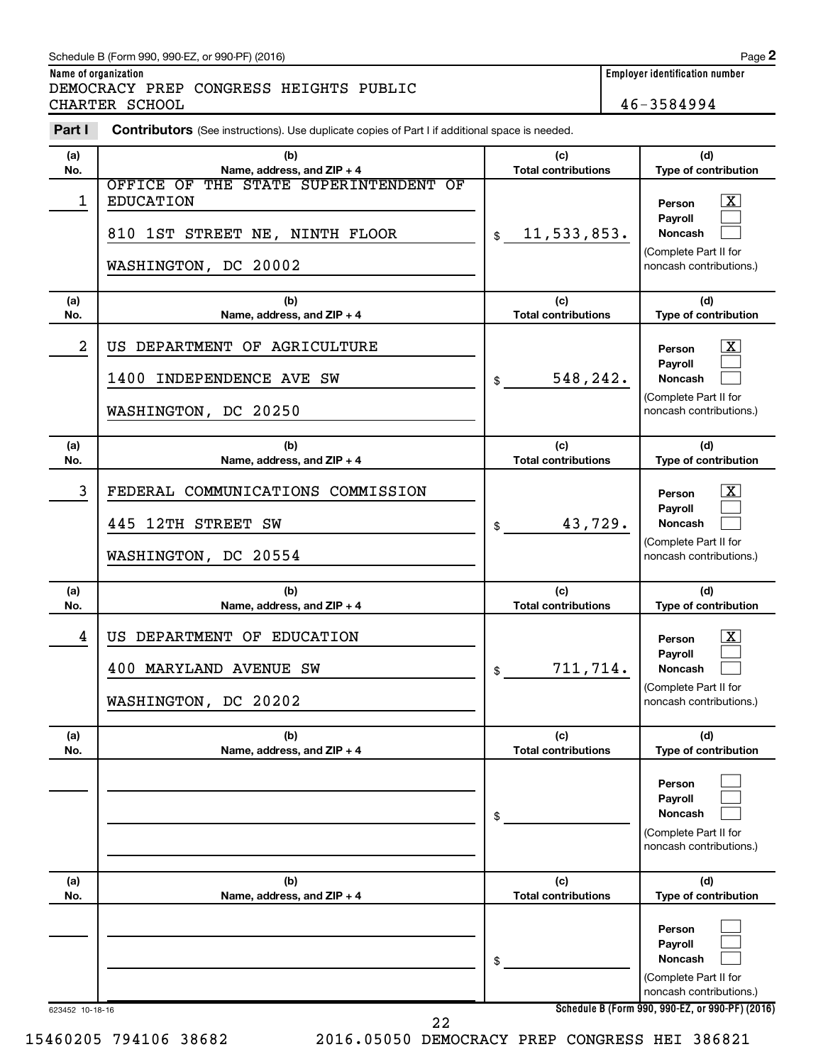Schedule B (Form 990, 990-EZ, or 990-PF) (2016) Page **2**

**Name of organization**
DEMOCRACY PREP CONGRESS HEIGHTS PUBLIC CHARTER SCHOOL

**Employer identification number**
46-3584994

**Part I** **Contributors** (See instructions). Use duplicate copies of Part I if additional space is needed.

| (a) No. | (b) Name, address, and ZIP + 4 | (c) Total contributions | (d) Type of contribution |
|---|---|---|---|
| 1 | OFFICE OF THE STATE SUPERINTENDENT OF EDUCATION<br>810 1ST STREET NE, NINTH FLOOR<br>WASHINGTON, DC 20002 | $ 11,533,853. | Person [X]<br>Payroll [ ]<br>Noncash [ ]<br>(Complete Part II for noncash contributions.) |
| 2 | US DEPARTMENT OF AGRICULTURE<br>1400 INDEPENDENCE AVE SW<br>WASHINGTON, DC 20250 | $ 548,242. | Person [X]<br>Payroll [ ]<br>Noncash [ ]<br>(Complete Part II for noncash contributions.) |
| 3 | FEDERAL COMMUNICATIONS COMMISSION<br>445 12TH STREET SW<br>WASHINGTON, DC 20554 | $ 43,729. | Person [X]<br>Payroll [ ]<br>Noncash [ ]<br>(Complete Part II for noncash contributions.) |
| 4 | US DEPARTMENT OF EDUCATION<br>400 MARYLAND AVENUE SW<br>WASHINGTON, DC 20202 | $ 711,714. | Person [X]<br>Payroll [ ]<br>Noncash [ ]<br>(Complete Part II for noncash contributions.) |
| | | $ | Person [ ]<br>Payroll [ ]<br>Noncash [ ]<br>(Complete Part II for noncash contributions.) |
| | | $ | Person [ ]<br>Payroll [ ]<br>Noncash [ ]<br>(Complete Part II for noncash contributions.) |

623452 10-18-16

**Schedule B (Form 990, 990-EZ, or 990-PF) (2016)**

15460205 794106 38682 2016.05050 DEMOCRACY PREP CONGRESS HEI 386821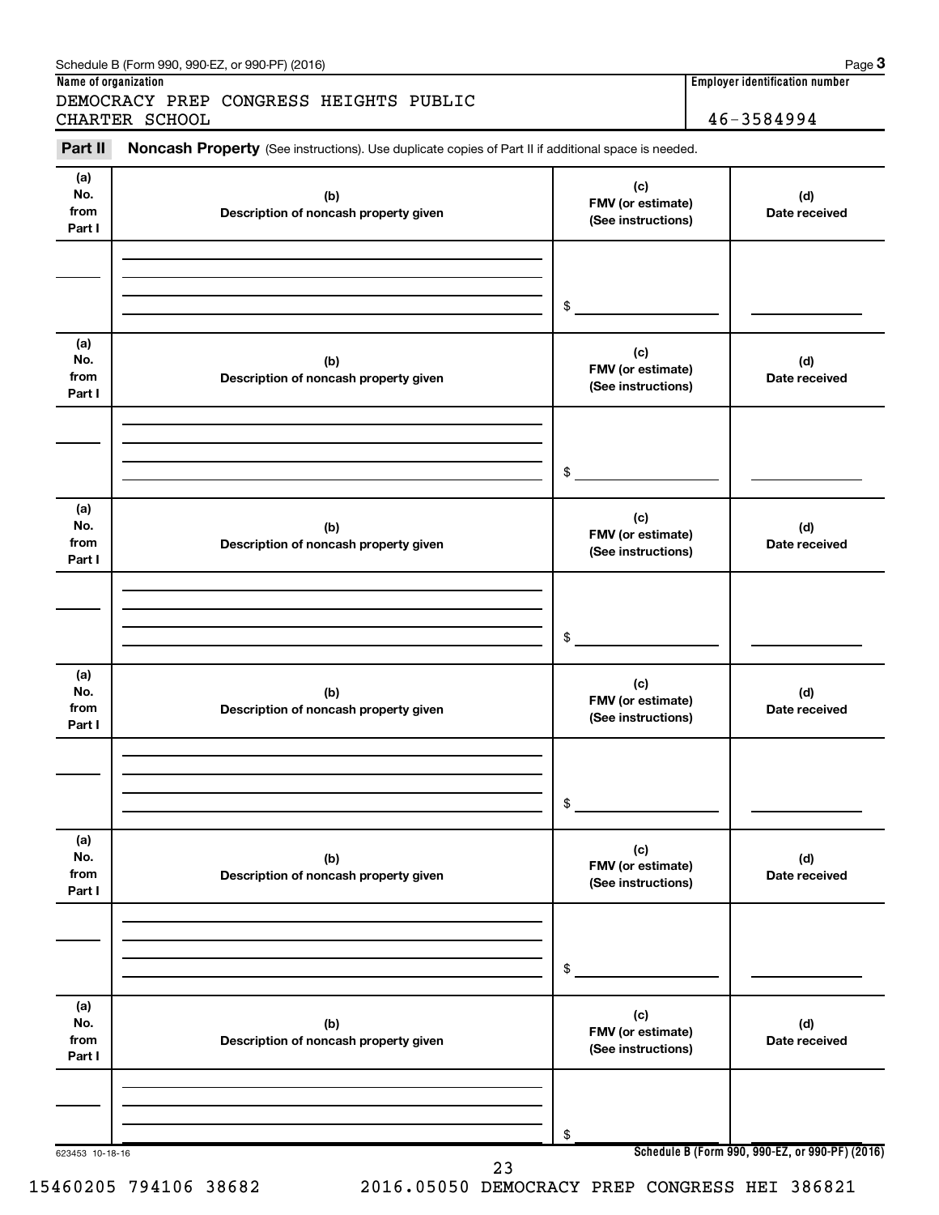Schedule B (Form 990, 990-EZ, or 990-PF) (2016) Page **3**

| Name of organization | Employer identification number |
|---|---|
| DEMOCRACY PREP CONGRESS HEIGHTS PUBLIC CHARTER SCHOOL | 46-3584994 |

**Part II** **Noncash Property** (See instructions). Use duplicate copies of Part II if additional space is needed.

| (a) No. from Part I | (b) Description of noncash property given | (c) FMV (or estimate) (See instructions) | (d) Date received |
|---|---|---|---|
| | | $ | |

| (a) No. from Part I | (b) Description of noncash property given | (c) FMV (or estimate) (See instructions) | (d) Date received |
|---|---|---|---|
| | | $ | |

| (a) No. from Part I | (b) Description of noncash property given | (c) FMV (or estimate) (See instructions) | (d) Date received |
|---|---|---|---|
| | | $ | |

| (a) No. from Part I | (b) Description of noncash property given | (c) FMV (or estimate) (See instructions) | (d) Date received |
|---|---|---|---|
| | | $ | |

| (a) No. from Part I | (b) Description of noncash property given | (c) FMV (or estimate) (See instructions) | (d) Date received |
|---|---|---|---|
| | | $ | |

| (a) No. from Part I | (b) Description of noncash property given | (c) FMV (or estimate) (See instructions) | (d) Date received |
|---|---|---|---|
| | | $ | |

623453 10-18-16

**Schedule B (Form 990, 990-EZ, or 990-PF) (2016)**

15460205 794106 38682 2016.05050 DEMOCRACY PREP CONGRESS HEI 386821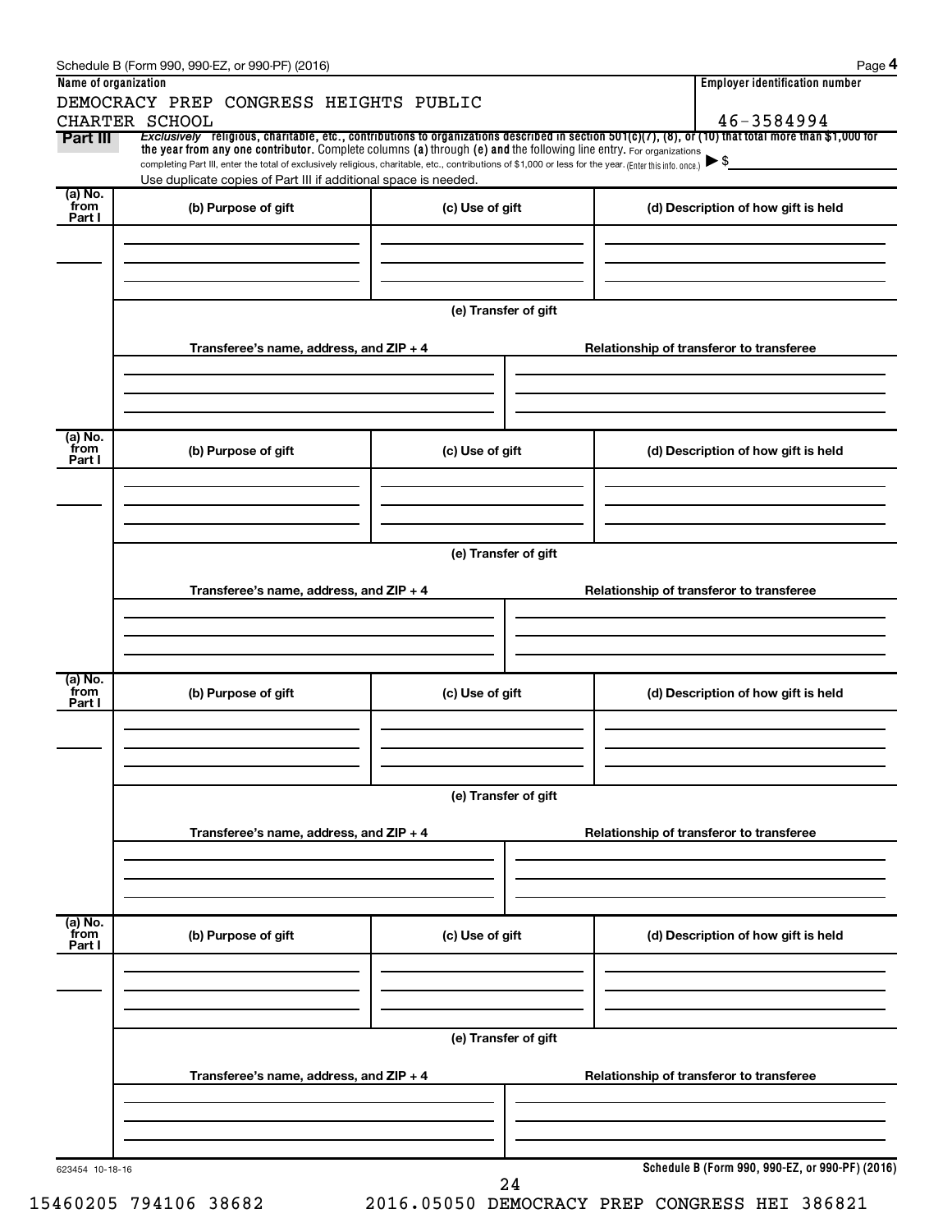Schedule B (Form 990, 990-EZ, or 990-PF) (2016)

**Name of organization**

DEMOCRACY PREP CONGRESS HEIGHTS PUBLIC CHARTER SCHOOL

**Employer identification number**

46-3584994

**Part III** *Exclusively* **religious, charitable, etc., contributions to organizations described in section 501(c)(7), (8), or (10) that total more than $1,000 for the year from any one contributor.** Complete columns **(a)** through **(e) and** the following line entry. For organizations completing Part III, enter the total of exclusively religious, charitable, etc., contributions of $1,000 or less for the year. (Enter this info. once.) ▶ $

Use duplicate copies of Part III if additional space is needed.

| (a) No. from Part I | (b) Purpose of gift | (c) Use of gift | (d) Description of how gift is held |
|---|---|---|---|
| | | | |

**(e) Transfer of gift**

| Transferee's name, address, and ZIP + 4 | Relationship of transferor to transferee |
|---|---|
| | |

| (a) No. from Part I | (b) Purpose of gift | (c) Use of gift | (d) Description of how gift is held |
|---|---|---|---|
| | | | |

**(e) Transfer of gift**

| Transferee's name, address, and ZIP + 4 | Relationship of transferor to transferee |
|---|---|
| | |

| (a) No. from Part I | (b) Purpose of gift | (c) Use of gift | (d) Description of how gift is held |
|---|---|---|---|
| | | | |

**(e) Transfer of gift**

| Transferee's name, address, and ZIP + 4 | Relationship of transferor to transferee |
|---|---|
| | |

| (a) No. from Part I | (b) Purpose of gift | (c) Use of gift | (d) Description of how gift is held |
|---|---|---|---|
| | | | |

**(e) Transfer of gift**

| Transferee's name, address, and ZIP + 4 | Relationship of transferor to transferee |
|---|---|
| | |

623454 10-18-16

**Schedule B (Form 990, 990-EZ, or 990-PF) (2016)**

15460205 794106 38682 2016.05050 DEMOCRACY PREP CONGRESS HEI 386821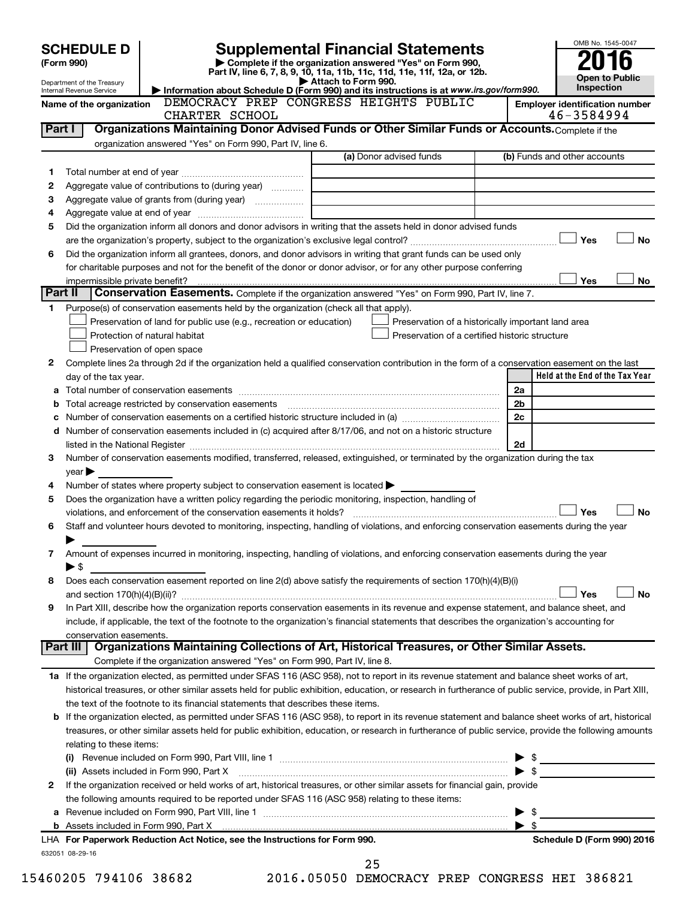# SCHEDULE D (Form 990)

Department of the Treasury
Internal Revenue Service

## Supplemental Financial Statements

▶ Complete if the organization answered "Yes" on Form 990, Part IV, line 6, 7, 8, 9, 10, 11a, 11b, 11c, 11d, 11e, 11f, 12a, or 12b.

▶ Attach to Form 990.

▶ Information about Schedule D (Form 990) and its instructions is at www.irs.gov/form990.

OMB No. 1545-0047

**2016**

**Open to Public Inspection**

Name of the organization: DEMOCRACY PREP CONGRESS HEIGHTS PUBLIC CHARTER SCHOOL

Employer identification number: 46-3584994

### Part I — Organizations Maintaining Donor Advised Funds or Other Similar Funds or Accounts. Complete if the organization answered "Yes" on Form 990, Part IV, line 6.

| | | (a) Donor advised funds | (b) Funds and other accounts |
|---|---|---|---|
| 1 | Total number at end of year | | |
| 2 | Aggregate value of contributions to (during year) | | |
| 3 | Aggregate value of grants from (during year) | | |
| 4 | Aggregate value at end of year | | |

5 Did the organization inform all donors and donor advisors in writing that the assets held in donor advised funds are the organization's property, subject to the organization's exclusive legal control? ☐ Yes ☐ No

6 Did the organization inform all grantees, donors, and donor advisors in writing that grant funds can be used only for charitable purposes and not for the benefit of the donor or donor advisor, or for any other purpose conferring impermissible private benefit? ☐ Yes ☐ No

### Part II — Conservation Easements. Complete if the organization answered "Yes" on Form 990, Part IV, line 7.

1 Purpose(s) of conservation easements held by the organization (check all that apply).

- ☐ Preservation of land for public use (e.g., recreation or education)
- ☐ Preservation of a historically important land area
- ☐ Protection of natural habitat
- ☐ Preservation of a certified historic structure
- ☐ Preservation of open space

2 Complete lines 2a through 2d if the organization held a qualified conservation contribution in the form of a conservation easement on the last day of the tax year.

| | | | Held at the End of the Tax Year |
|---|---|---|---|
| a | Total number of conservation easements | 2a | |
| b | Total acreage restricted by conservation easements | 2b | |
| c | Number of conservation easements on a certified historic structure included in (a) | 2c | |
| d | Number of conservation easements included in (c) acquired after 8/17/06, and not on a historic structure listed in the National Register | 2d | |

3 Number of conservation easements modified, transferred, released, extinguished, or terminated by the organization during the tax year ▶

4 Number of states where property subject to conservation easement is located ▶

5 Does the organization have a written policy regarding the periodic monitoring, inspection, handling of violations, and enforcement of the conservation easements it holds? ☐ Yes ☐ No

6 Staff and volunteer hours devoted to monitoring, inspecting, handling of violations, and enforcing conservation easements during the year ▶

7 Amount of expenses incurred in monitoring, inspecting, handling of violations, and enforcing conservation easements during the year ▶ $

8 Does each conservation easement reported on line 2(d) above satisfy the requirements of section 170(h)(4)(B)(i) and section 170(h)(4)(B)(ii)? ☐ Yes ☐ No

9 In Part XIII, describe how the organization reports conservation easements in its revenue and expense statement, and balance sheet, and include, if applicable, the text of the footnote to the organization's financial statements that describes the organization's accounting for conservation easements.

### Part III — Organizations Maintaining Collections of Art, Historical Treasures, or Other Similar Assets. Complete if the organization answered "Yes" on Form 990, Part IV, line 8.

1a If the organization elected, as permitted under SFAS 116 (ASC 958), not to report in its revenue statement and balance sheet works of art, historical treasures, or other similar assets held for public exhibition, education, or research in furtherance of public service, provide, in Part XIII, the text of the footnote to its financial statements that describes these items.

b If the organization elected, as permitted under SFAS 116 (ASC 958), to report in its revenue statement and balance sheet works of art, historical treasures, or other similar assets held for public exhibition, education, or research in furtherance of public service, provide the following amounts relating to these items:

(i) Revenue included on Form 990, Part VIII, line 1 ▶ $

(ii) Assets included in Form 990, Part X ▶ $

2 If the organization received or held works of art, historical treasures, or other similar assets for financial gain, provide the following amounts required to be reported under SFAS 116 (ASC 958) relating to these items:

a Revenue included on Form 990, Part VIII, line 1 ▶ $

b Assets included in Form 990, Part X ▶ $

LHA **For Paperwork Reduction Act Notice, see the Instructions for Form 990.** **Schedule D (Form 990) 2016**

632051 08-29-16

15460205 794106 38682 2016.05050 DEMOCRACY PREP CONGRESS HEI 386821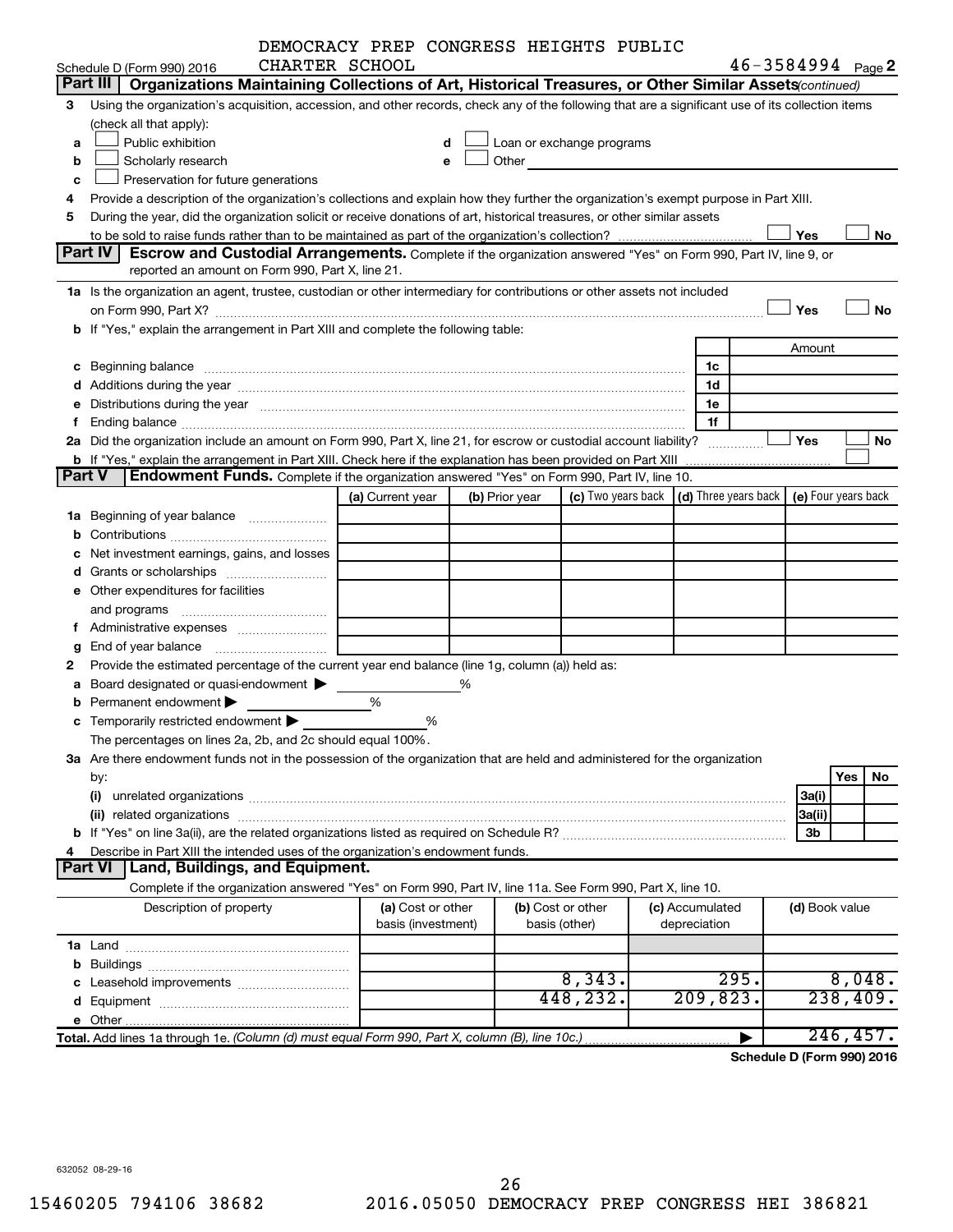DEMOCRACY PREP CONGRESS HEIGHTS PUBLIC CHARTER SCHOOL

Schedule D (Form 990) 2016 — 46-3584994 Page 2

## Part III Organizations Maintaining Collections of Art, Historical Treasures, or Other Similar Assets *(continued)*

3 Using the organization's acquisition, accession, and other records, check any of the following that are a significant use of its collection items (check all that apply):

- a ☐ Public exhibition
- b ☐ Scholarly research
- c ☐ Preservation for future generations
- d ☐ Loan or exchange programs
- e ☐ Other

4 Provide a description of the organization's collections and explain how they further the organization's exempt purpose in Part XIII.

5 During the year, did the organization solicit or receive donations of art, historical treasures, or other similar assets to be sold to raise funds rather than to be maintained as part of the organization's collection? ☐ Yes ☐ No

## Part IV Escrow and Custodial Arrangements.

Complete if the organization answered "Yes" on Form 990, Part IV, line 9, or reported an amount on Form 990, Part X, line 21.

1a Is the organization an agent, trustee, custodian or other intermediary for contributions or other assets not included on Form 990, Part X? ☐ Yes ☐ No

b If "Yes," explain the arrangement in Part XIII and complete the following table:

| | | Amount |
|---|---|---|
| c Beginning balance | 1c | |
| d Additions during the year | 1d | |
| e Distributions during the year | 1e | |
| f Ending balance | 1f | |

2a Did the organization include an amount on Form 990, Part X, line 21, for escrow or custodial account liability? ☐ Yes ☐ No

b If "Yes," explain the arrangement in Part XIII. Check here if the explanation has been provided on Part XIII ☐

## Part V Endowment Funds.

Complete if the organization answered "Yes" on Form 990, Part IV, line 10.

| | (a) Current year | (b) Prior year | (c) Two years back | (d) Three years back | (e) Four years back |
|---|---|---|---|---|---|
| 1a Beginning of year balance | | | | | |
| b Contributions | | | | | |
| c Net investment earnings, gains, and losses | | | | | |
| d Grants or scholarships | | | | | |
| e Other expenditures for facilities and programs | | | | | |
| f Administrative expenses | | | | | |
| g End of year balance | | | | | |

2 Provide the estimated percentage of the current year end balance (line 1g, column (a)) held as:

- a Board designated or quasi-endowment ▶ ______ %
- b Permanent endowment ▶ ______ %
- c Temporarily restricted endowment ▶ ______ %

The percentages on lines 2a, 2b, and 2c should equal 100%.

3a Are there endowment funds not in the possession of the organization that are held and administered for the organization by:

| | | Yes | No |
|---|---|---|---|
| (i) unrelated organizations | 3a(i) | | |
| (ii) related organizations | 3a(ii) | | |
| b If "Yes" on line 3a(ii), are the related organizations listed as required on Schedule R? | 3b | | |

4 Describe in Part XIII the intended uses of the organization's endowment funds.

## Part VI Land, Buildings, and Equipment.

Complete if the organization answered "Yes" on Form 990, Part IV, line 11a. See Form 990, Part X, line 10.

| Description of property | (a) Cost or other basis (investment) | (b) Cost or other basis (other) | (c) Accumulated depreciation | (d) Book value |
|---|---|---|---|---|
| 1a Land | | | | |
| b Buildings | | | | |
| c Leasehold improvements | | 8,343. | 295. | 8,048. |
| d Equipment | | 448,232. | 209,823. | 238,409. |
| e Other | | | | |
| **Total.** Add lines 1a through 1e. *(Column (d) must equal Form 990, Part X, column (B), line 10c.)* | | | ▶ | 246,457. |

**Schedule D (Form 990) 2016**

632052 08-29-16

15460205 794106 38682 2016.05050 DEMOCRACY PREP CONGRESS HEI 386821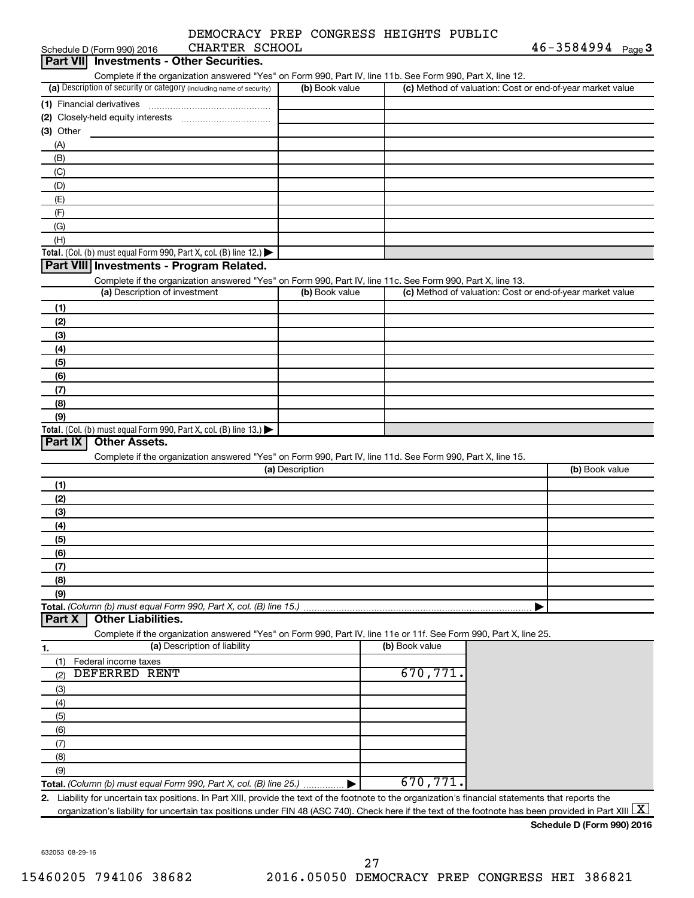DEMOCRACY PREP CONGRESS HEIGHTS PUBLIC CHARTER SCHOOL 46-3584994

Schedule D (Form 990) 2016 Page 3

## Part VII Investments - Other Securities.

Complete if the organization answered "Yes" on Form 990, Part IV, line 11b. See Form 990, Part X, line 12.

| (a) Description of security or category (including name of security) | (b) Book value | (c) Method of valuation: Cost or end-of-year market value |
|---|---|---|
| (1) Financial derivatives | | |
| (2) Closely-held equity interests | | |
| (3) Other | | |
| (A) | | |
| (B) | | |
| (C) | | |
| (D) | | |
| (E) | | |
| (F) | | |
| (G) | | |
| (H) | | |
| **Total.** (Col. (b) must equal Form 990, Part X, col. (B) line 12.) | | |

## Part VIII Investments - Program Related.

Complete if the organization answered "Yes" on Form 990, Part IV, line 11c. See Form 990, Part X, line 13.

| (a) Description of investment | (b) Book value | (c) Method of valuation: Cost or end-of-year market value |
|---|---|---|
| (1) | | |
| (2) | | |
| (3) | | |
| (4) | | |
| (5) | | |
| (6) | | |
| (7) | | |
| (8) | | |
| (9) | | |
| **Total.** (Col. (b) must equal Form 990, Part X, col. (B) line 13.) | | |

## Part IX Other Assets.

Complete if the organization answered "Yes" on Form 990, Part IV, line 11d. See Form 990, Part X, line 15.

| (a) Description | (b) Book value |
|---|---|
| (1) | |
| (2) | |
| (3) | |
| (4) | |
| (5) | |
| (6) | |
| (7) | |
| (8) | |
| (9) | |
| **Total.** *(Column (b) must equal Form 990, Part X, col. (B) line 15.)* | |

## Part X Other Liabilities.

Complete if the organization answered "Yes" on Form 990, Part IV, line 11e or 11f. See Form 990, Part X, line 25.

| 1. (a) Description of liability | (b) Book value |
|---|---|
| (1) Federal income taxes | |
| (2) DEFERRED RENT | 670,771. |
| (3) | |
| (4) | |
| (5) | |
| (6) | |
| (7) | |
| (8) | |
| (9) | |
| **Total.** *(Column (b) must equal Form 990, Part X, col. (B) line 25.)* | 670,771. |

**2.** Liability for uncertain tax positions. In Part XIII, provide the text of the footnote to the organization's financial statements that reports the organization's liability for uncertain tax positions under FIN 48 (ASC 740). Check here if the text of the footnote has been provided in Part XIII [X]

**Schedule D (Form 990) 2016**

632053 08-29-16

15460205 794106 38682 2016.05050 DEMOCRACY PREP CONGRESS HEI 386821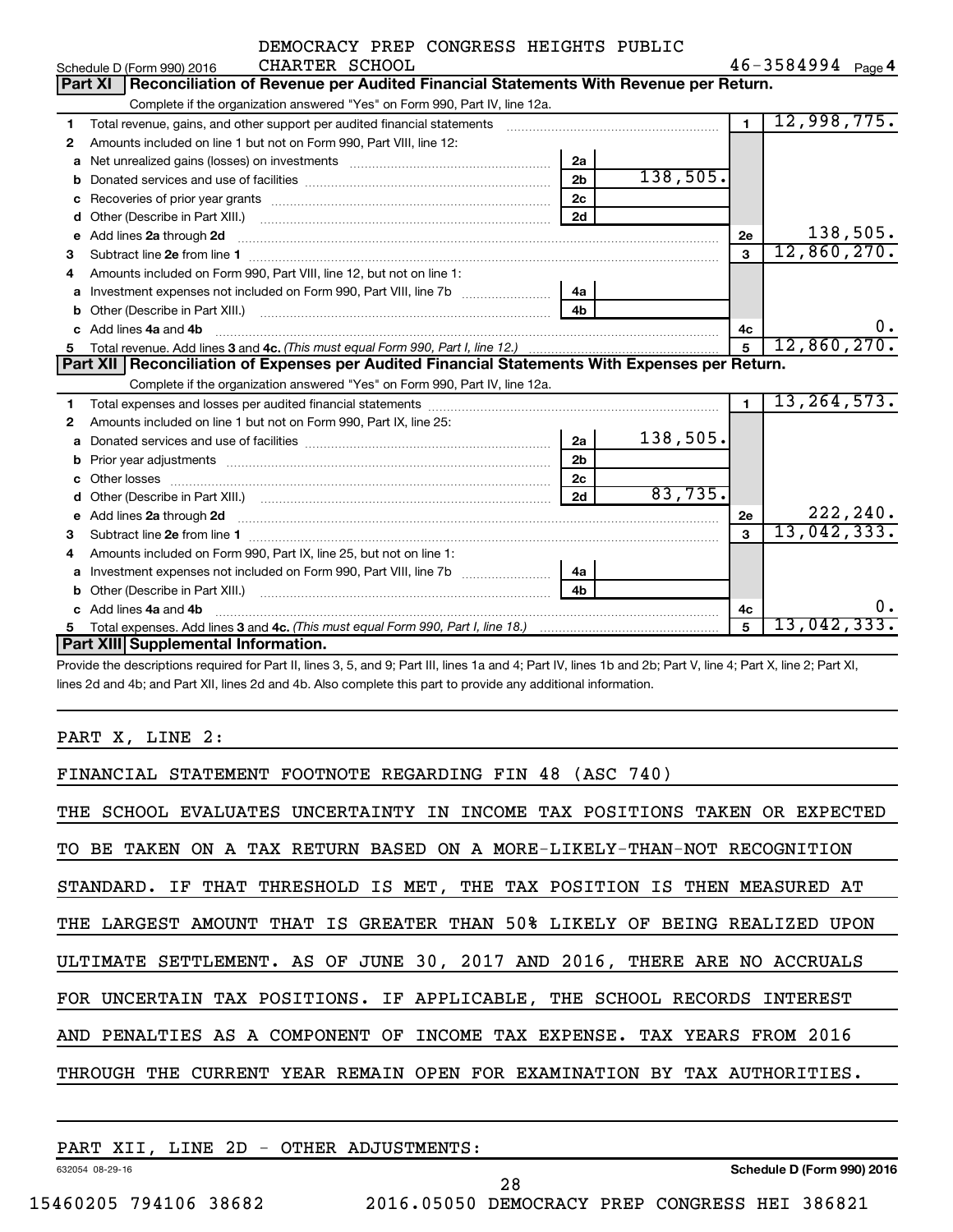DEMOCRACY PREP CONGRESS HEIGHTS PUBLIC CHARTER SCHOOL

Schedule D (Form 990) 2016 — 46-3584994 Page 4

## Part XI Reconciliation of Revenue per Audited Financial Statements With Revenue per Return.

Complete if the organization answered "Yes" on Form 990, Part IV, line 12a.

| Line | Description | Sub-line | Sub-amount | Line | Amount |
|---|---|---|---|---|---|
| 1 | Total revenue, gains, and other support per audited financial statements | | | 1 | 12,998,775. |
| 2 | Amounts included on line 1 but not on Form 990, Part VIII, line 12: | | | | |
| a | Net unrealized gains (losses) on investments | 2a | | | |
| b | Donated services and use of facilities | 2b | 138,505. | | |
| c | Recoveries of prior year grants | 2c | | | |
| d | Other (Describe in Part XIII.) | 2d | | | |
| e | Add lines 2a through 2d | | | 2e | 138,505. |
| 3 | Subtract line 2e from line 1 | | | 3 | 12,860,270. |
| 4 | Amounts included on Form 990, Part VIII, line 12, but not on line 1: | | | | |
| a | Investment expenses not included on Form 990, Part VIII, line 7b | 4a | | | |
| b | Other (Describe in Part XIII.) | 4b | | | |
| c | Add lines 4a and 4b | | | 4c | 0. |
| 5 | Total revenue. Add lines 3 and 4c. *(This must equal Form 990, Part I, line 12.)* | | | 5 | 12,860,270. |

## Part XII Reconciliation of Expenses per Audited Financial Statements With Expenses per Return.

Complete if the organization answered "Yes" on Form 990, Part IV, line 12a.

| Line | Description | Sub-line | Sub-amount | Line | Amount |
|---|---|---|---|---|---|
| 1 | Total expenses and losses per audited financial statements | | | 1 | 13,264,573. |
| 2 | Amounts included on line 1 but not on Form 990, Part IX, line 25: | | | | |
| a | Donated services and use of facilities | 2a | 138,505. | | |
| b | Prior year adjustments | 2b | | | |
| c | Other losses | 2c | | | |
| d | Other (Describe in Part XIII.) | 2d | 83,735. | | |
| e | Add lines 2a through 2d | | | 2e | 222,240. |
| 3 | Subtract line 2e from line 1 | | | 3 | 13,042,333. |
| 4 | Amounts included on Form 990, Part IX, line 25, but not on line 1: | | | | |
| a | Investment expenses not included on Form 990, Part VIII, line 7b | 4a | | | |
| b | Other (Describe in Part XIII.) | 4b | | | |
| c | Add lines 4a and 4b | | | 4c | 0. |
| 5 | Total expenses. Add lines 3 and 4c. *(This must equal Form 990, Part I, line 18.)* | | | 5 | 13,042,333. |

## Part XIII Supplemental Information.

Provide the descriptions required for Part II, lines 3, 5, and 9; Part III, lines 1a and 4; Part IV, lines 1b and 2b; Part V, line 4; Part X, line 2; Part XI, lines 2d and 4b; and Part XII, lines 2d and 4b. Also complete this part to provide any additional information.

PART X, LINE 2:

FINANCIAL STATEMENT FOOTNOTE REGARDING FIN 48 (ASC 740)

THE SCHOOL EVALUATES UNCERTAINTY IN INCOME TAX POSITIONS TAKEN OR EXPECTED TO BE TAKEN ON A TAX RETURN BASED ON A MORE-LIKELY-THAN-NOT RECOGNITION STANDARD. IF THAT THRESHOLD IS MET, THE TAX POSITION IS THEN MEASURED AT THE LARGEST AMOUNT THAT IS GREATER THAN 50% LIKELY OF BEING REALIZED UPON ULTIMATE SETTLEMENT. AS OF JUNE 30, 2017 AND 2016, THERE ARE NO ACCRUALS FOR UNCERTAIN TAX POSITIONS. IF APPLICABLE, THE SCHOOL RECORDS INTEREST AND PENALTIES AS A COMPONENT OF INCOME TAX EXPENSE. TAX YEARS FROM 2016 THROUGH THE CURRENT YEAR REMAIN OPEN FOR EXAMINATION BY TAX AUTHORITIES.

PART XII, LINE 2D - OTHER ADJUSTMENTS:

632054 08-29-16 — Schedule D (Form 990) 2016

15460205 794106 38682 2016.05050 DEMOCRACY PREP CONGRESS HEI 386821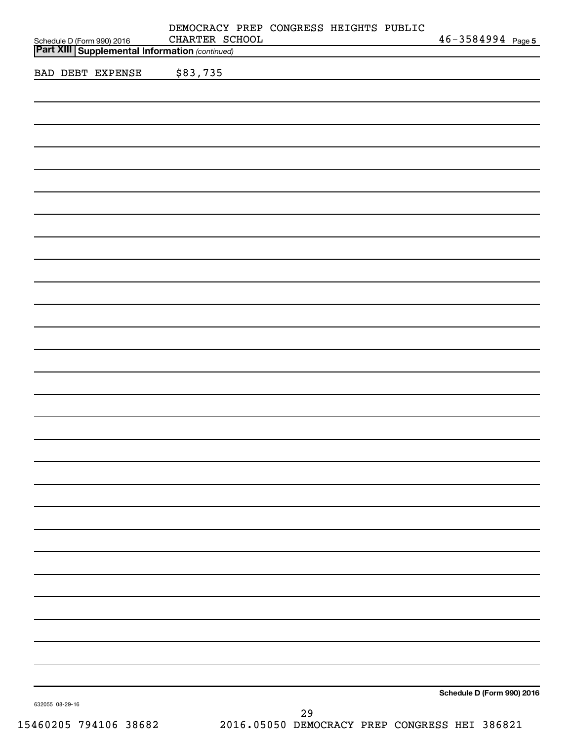DEMOCRACY PREP CONGRESS HEIGHTS PUBLIC CHARTER SCHOOL 46-3584994

Schedule D (Form 990) 2016

**Part XIII Supplemental Information** *(continued)*

BAD DEBT EXPENSE $83,735

**Schedule D (Form 990) 2016**

632055 08-29-16

15460205 794106 38682 2016.05050 DEMOCRACY PREP CONGRESS HEI 386821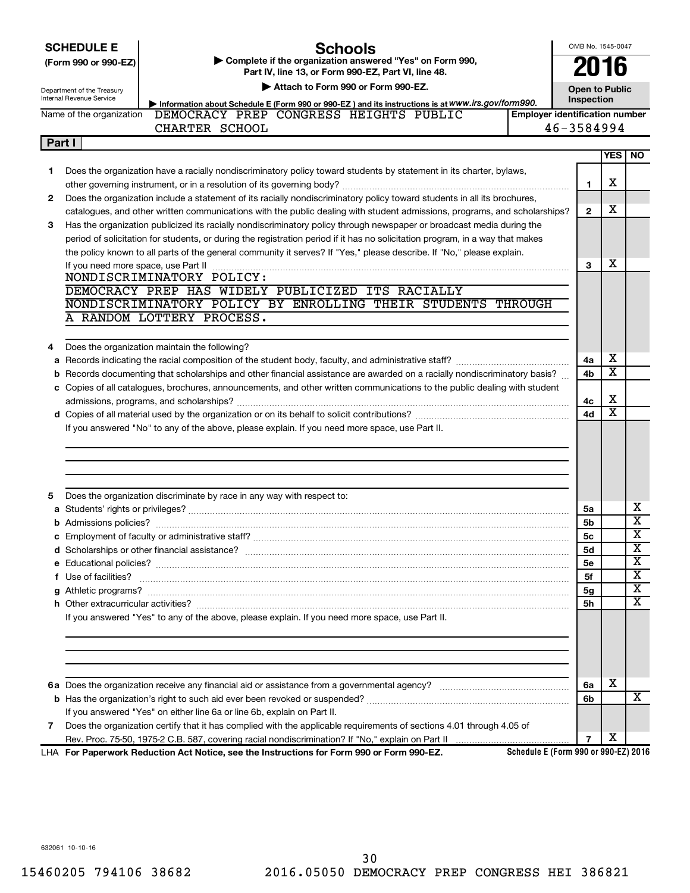**SCHEDULE E (Form 990 or 990-EZ)**

Department of the Treasury
Internal Revenue Service

# Schools

▶ Complete if the organization answered "Yes" on Form 990, Part IV, line 13, or Form 990-EZ, Part VI, line 48.

▶ Attach to Form 990 or Form 990-EZ.

▶ Information about Schedule E (Form 990 or 990-EZ) and its instructions is at www.irs.gov/form990.

OMB No. 1545-0047

**2016**

**Open to Public Inspection**

Name of the organization: DEMOCRACY PREP CONGRESS HEIGHTS PUBLIC CHARTER SCHOOL

Employer identification number: 46-3584994

## Part I

| | | Line | YES | NO |
|---|---|---|---|---|
| 1 | Does the organization have a racially nondiscriminatory policy toward students by statement in its charter, bylaws, other governing instrument, or in a resolution of its governing body? | 1 | X | |
| 2 | Does the organization include a statement of its racially nondiscriminatory policy toward students in all its brochures, catalogues, and other written communications with the public dealing with student admissions, programs, and scholarships? | 2 | X | |
| 3 | Has the organization publicized its racially nondiscriminatory policy through newspaper or broadcast media during the period of solicitation for students, or during the registration period if it has no solicitation program, in a way that makes the policy known to all parts of the general community it serves? If "Yes," please describe. If "No," please explain. If you need more space, use Part II | 3 | X | |

NONDISCRIMINATORY POLICY:
DEMOCRACY PREP HAS WIDELY PUBLICIZED ITS RACIALLY NONDISCRIMINATORY POLICY BY ENROLLING THEIR STUDENTS THROUGH A RANDOM LOTTERY PROCESS.

| | | Line | YES | NO |
|---|---|---|---|---|
| 4 | Does the organization maintain the following? | | | |
| a | Records indicating the racial composition of the student body, faculty, and administrative staff? | 4a | X | |
| b | Records documenting that scholarships and other financial assistance are awarded on a racially nondiscriminatory basis? | 4b | X | |
| c | Copies of all catalogues, brochures, announcements, and other written communications to the public dealing with student admissions, programs, and scholarships? | 4c | X | |
| d | Copies of all material used by the organization or on its behalf to solicit contributions? | 4d | X | |

If you answered "No" to any of the above, please explain. If you need more space, use Part II.

| | | Line | YES | NO |
|---|---|---|---|---|
| 5 | Does the organization discriminate by race in any way with respect to: | | | |
| a | Students' rights or privileges? | 5a | | X |
| b | Admissions policies? | 5b | | X |
| c | Employment of faculty or administrative staff? | 5c | | X |
| d | Scholarships or other financial assistance? | 5d | | X |
| e | Educational policies? | 5e | | X |
| f | Use of facilities? | 5f | | X |
| g | Athletic programs? | 5g | | X |
| h | Other extracurricular activities? | 5h | | X |

If you answered "Yes" to any of the above, please explain. If you need more space, use Part II.

| | | Line | YES | NO |
|---|---|---|---|---|
| 6a | Does the organization receive any financial aid or assistance from a governmental agency? | 6a | X | |
| b | Has the organization's right to such aid ever been revoked or suspended? | 6b | | X |
| | If you answered "Yes" on either line 6a or line 6b, explain on Part II. | | | |
| 7 | Does the organization certify that it has complied with the applicable requirements of sections 4.01 through 4.05 of Rev. Proc. 75-50, 1975-2 C.B. 587, covering racial nondiscrimination? If "No," explain on Part II | 7 | X | |

LHA **For Paperwork Reduction Act Notice, see the Instructions for Form 990 or Form 990-EZ.** **Schedule E (Form 990 or 990-EZ) 2016**

632061 10-10-16

15460205 794106 38682 2016.05050 DEMOCRACY PREP CONGRESS HEI 386821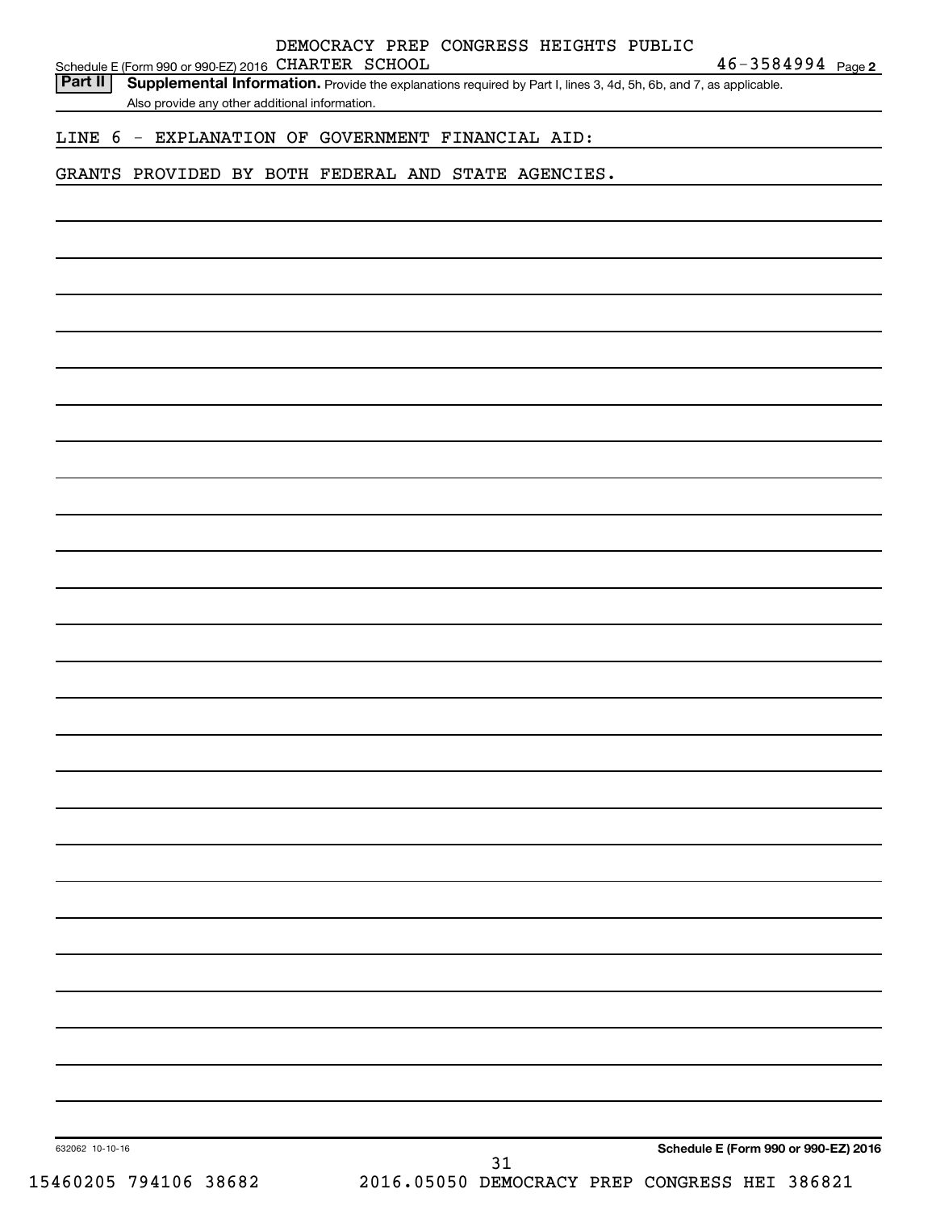Schedule E (Form 990 or 990-EZ) 2016 DEMOCRACY PREP CONGRESS HEIGHTS PUBLIC CHARTER SCHOOL 46-3584994 Page 2

**Part II** **Supplemental Information.** Provide the explanations required by Part I, lines 3, 4d, 5h, 6b, and 7, as applicable. Also provide any other additional information.

LINE 6 - EXPLANATION OF GOVERNMENT FINANCIAL AID:

GRANTS PROVIDED BY BOTH FEDERAL AND STATE AGENCIES.

632062 10-10-16 **Schedule E (Form 990 or 990-EZ) 2016**

15460205 794106 38682 2016.05050 DEMOCRACY PREP CONGRESS HEI 386821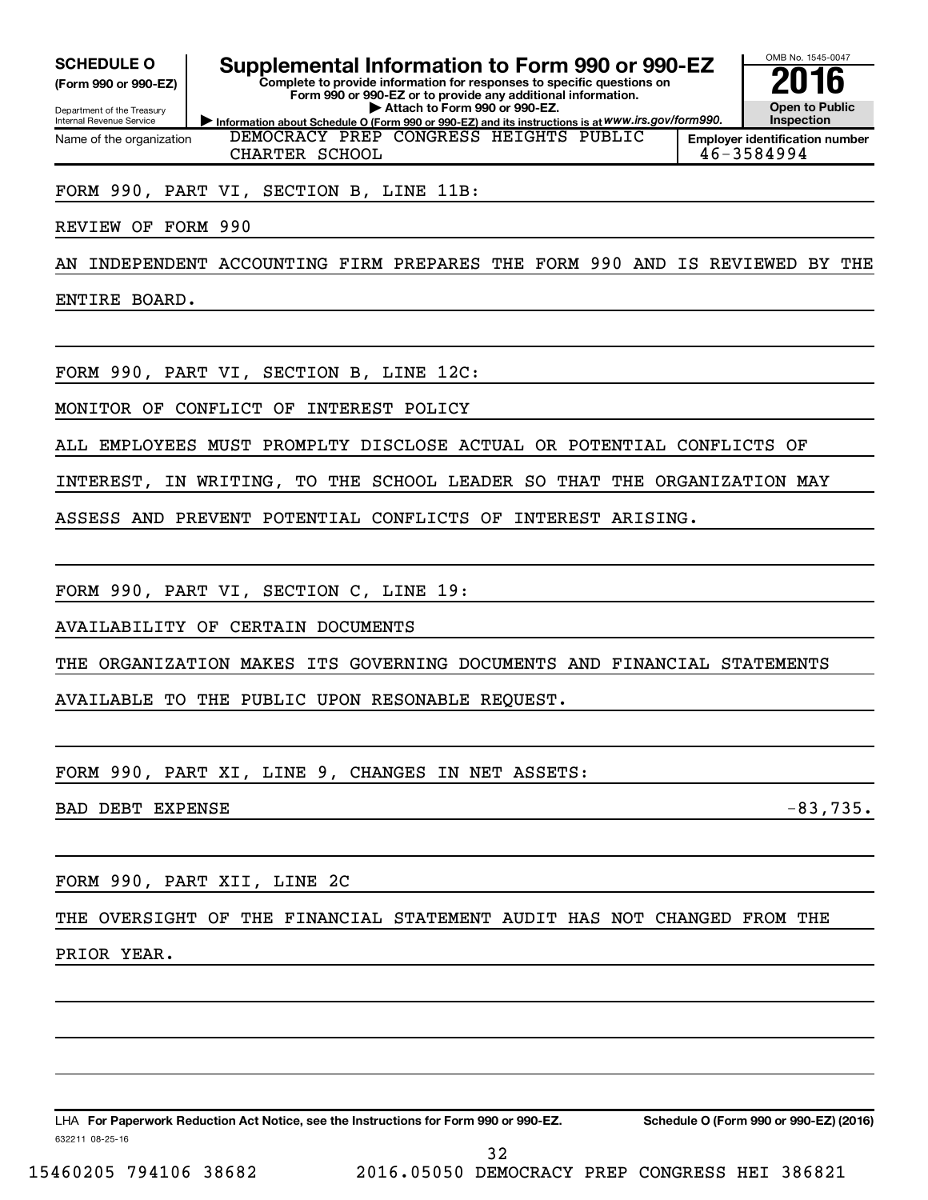**SCHEDULE O**
**(Form 990 or 990-EZ)**

Department of the Treasury
Internal Revenue Service

# Supplemental Information to Form 990 or 990-EZ

**Complete to provide information for responses to specific questions on Form 990 or 990-EZ or to provide any additional information.**
**▶ Attach to Form 990 or 990-EZ.**
**▶ Information about Schedule O (Form 990 or 990-EZ) and its instructions is at** *www.irs.gov/form990.*

OMB No. 1545-0047
**2016**
**Open to Public Inspection**

Name of the organization: DEMOCRACY PREP CONGRESS HEIGHTS PUBLIC CHARTER SCHOOL

**Employer identification number** 46-3584994

FORM 990, PART VI, SECTION B, LINE 11B:

REVIEW OF FORM 990

AN INDEPENDENT ACCOUNTING FIRM PREPARES THE FORM 990 AND IS REVIEWED BY THE ENTIRE BOARD.

FORM 990, PART VI, SECTION B, LINE 12C:

MONITOR OF CONFLICT OF INTEREST POLICY

ALL EMPLOYEES MUST PROMPLTY DISCLOSE ACTUAL OR POTENTIAL CONFLICTS OF INTEREST, IN WRITING, TO THE SCHOOL LEADER SO THAT THE ORGANIZATION MAY ASSESS AND PREVENT POTENTIAL CONFLICTS OF INTEREST ARISING.

FORM 990, PART VI, SECTION C, LINE 19:

AVAILABILITY OF CERTAIN DOCUMENTS

THE ORGANIZATION MAKES ITS GOVERNING DOCUMENTS AND FINANCIAL STATEMENTS AVAILABLE TO THE PUBLIC UPON RESONABLE REQUEST.

FORM 990, PART XI, LINE 9, CHANGES IN NET ASSETS:

BAD DEBT EXPENSE -83,735.

FORM 990, PART XII, LINE 2C

THE OVERSIGHT OF THE FINANCIAL STATEMENT AUDIT HAS NOT CHANGED FROM THE PRIOR YEAR.

LHA **For Paperwork Reduction Act Notice, see the Instructions for Form 990 or 990-EZ.** **Schedule O (Form 990 or 990-EZ) (2016)**

632211 08-25-16

15460205 794106 38682 2016.05050 DEMOCRACY PREP CONGRESS HEI 386821